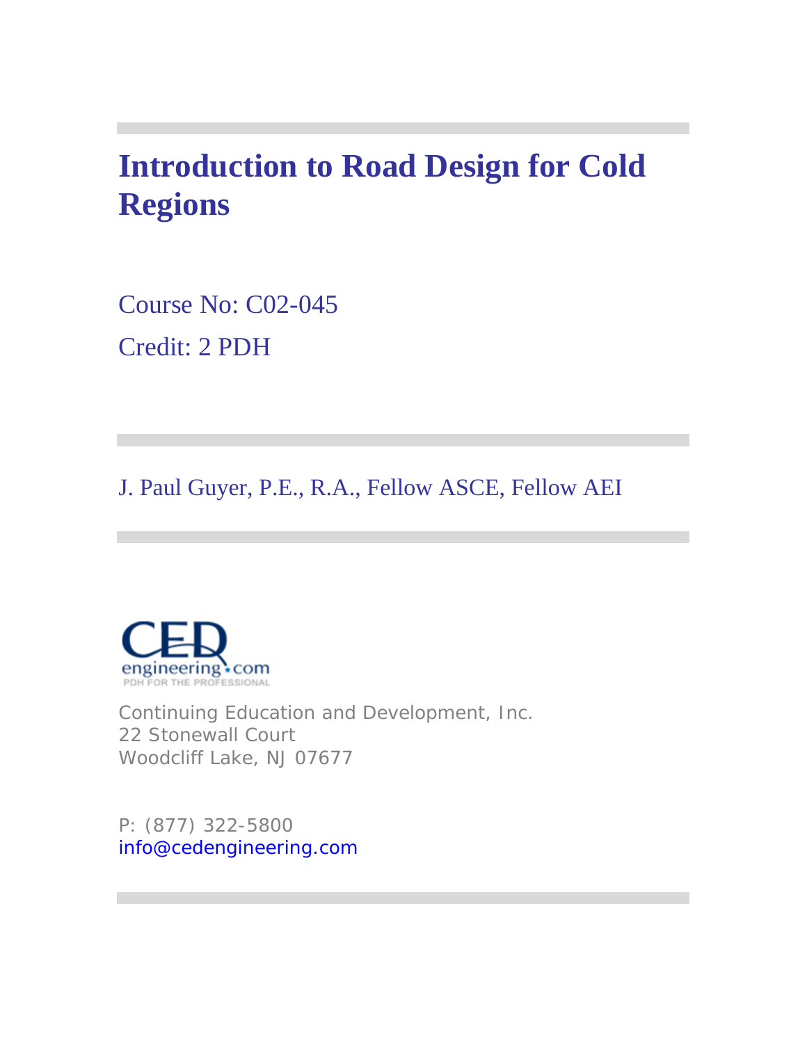# Introduction to Road Design for Cold Regions

Course No: C02-045

Credit: 2 PDH

J. Paul Guyer, P.E., R.A., Fellow ASCE, Fellow AEI

Continuing Education and Development, Inc.
22 Stonewall Court
Woodcliff Lake, NJ 07677

P: (877) 322-5800
info@cedengineering.com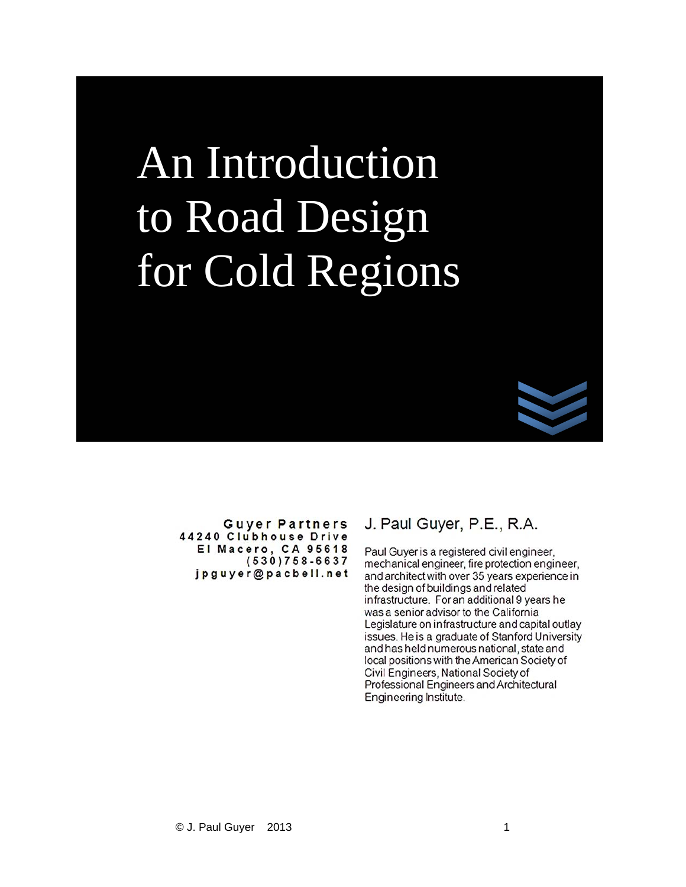# An Introduction to Road Design for Cold Regions

**Guyer Partners**
44240 Clubhouse Drive
El Macero, CA 95618
(530)758-6637
jpguyer@pacbell.net

## J. Paul Guyer, P.E., R.A.

Paul Guyer is a registered civil engineer, mechanical engineer, fire protection engineer, and architect with over 35 years experience in the design of buildings and related infrastructure. For an additional 9 years he was a senior advisor to the California Legislature on infrastructure and capital outlay issues. He is a graduate of Stanford University and has held numerous national, state and local positions with the American Society of Civil Engineers, National Society of Professional Engineers and Architectural Engineering Institute.

© J. Paul Guyer 2013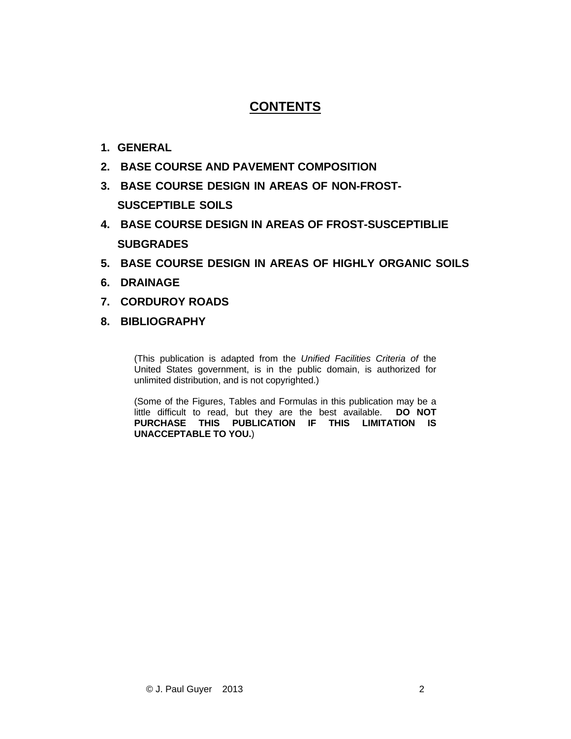# CONTENTS

1. **GENERAL**
2. **BASE COURSE AND PAVEMENT COMPOSITION**
3. **BASE COURSE DESIGN IN AREAS OF NON-FROST-SUSCEPTIBLE SOILS**
4. **BASE COURSE DESIGN IN AREAS OF FROST-SUSCEPTIBLIE SUBGRADES**
5. **BASE COURSE DESIGN IN AREAS OF HIGHLY ORGANIC SOILS**
6. **DRAINAGE**
7. **CORDUROY ROADS**
8. **BIBLIOGRAPHY**

(This publication is adapted from the *Unified Facilities Criteria of* the United States government, is in the public domain, is authorized for unlimited distribution, and is not copyrighted.)

(Some of the Figures, Tables and Formulas in this publication may be a little difficult to read, but they are the best available. **DO NOT PURCHASE THIS PUBLICATION IF THIS LIMITATION IS UNACCEPTABLE TO YOU.**)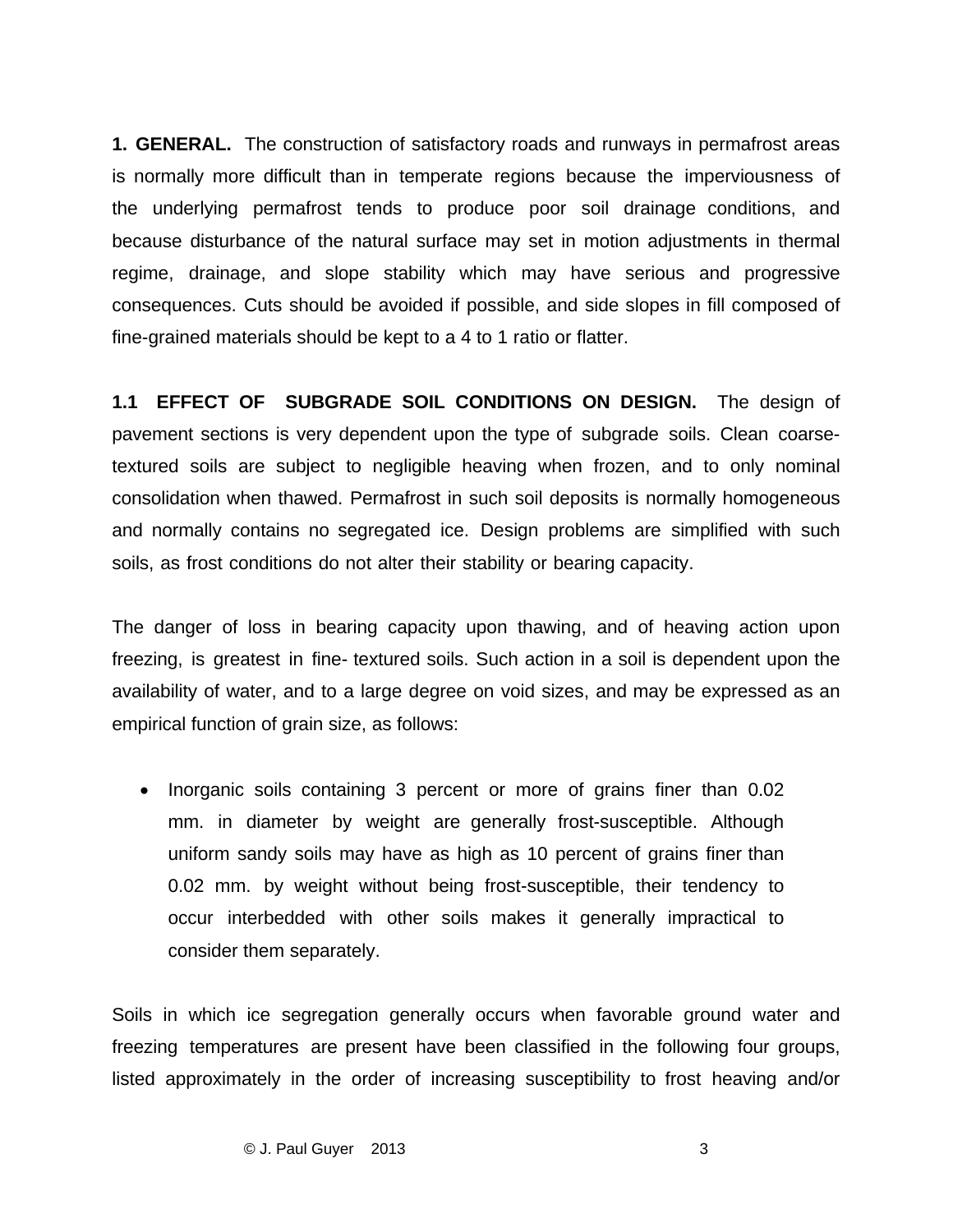**1. GENERAL.** The construction of satisfactory roads and runways in permafrost areas is normally more difficult than in temperate regions because the imperviousness of the underlying permafrost tends to produce poor soil drainage conditions, and because disturbance of the natural surface may set in motion adjustments in thermal regime, drainage, and slope stability which may have serious and progressive consequences. Cuts should be avoided if possible, and side slopes in fill composed of fine-grained materials should be kept to a 4 to 1 ratio or flatter.

**1.1 EFFECT OF SUBGRADE SOIL CONDITIONS ON DESIGN.** The design of pavement sections is very dependent upon the type of subgrade soils. Clean coarse-textured soils are subject to negligible heaving when frozen, and to only nominal consolidation when thawed. Permafrost in such soil deposits is normally homogeneous and normally contains no segregated ice. Design problems are simplified with such soils, as frost conditions do not alter their stability or bearing capacity.

The danger of loss in bearing capacity upon thawing, and of heaving action upon freezing, is greatest in fine- textured soils. Such action in a soil is dependent upon the availability of water, and to a large degree on void sizes, and may be expressed as an empirical function of grain size, as follows:

- Inorganic soils containing 3 percent or more of grains finer than 0.02 mm. in diameter by weight are generally frost-susceptible. Although uniform sandy soils may have as high as 10 percent of grains finer than 0.02 mm. by weight without being frost-susceptible, their tendency to occur interbedded with other soils makes it generally impractical to consider them separately.

Soils in which ice segregation generally occurs when favorable ground water and freezing temperatures are present have been classified in the following four groups, listed approximately in the order of increasing susceptibility to frost heaving and/or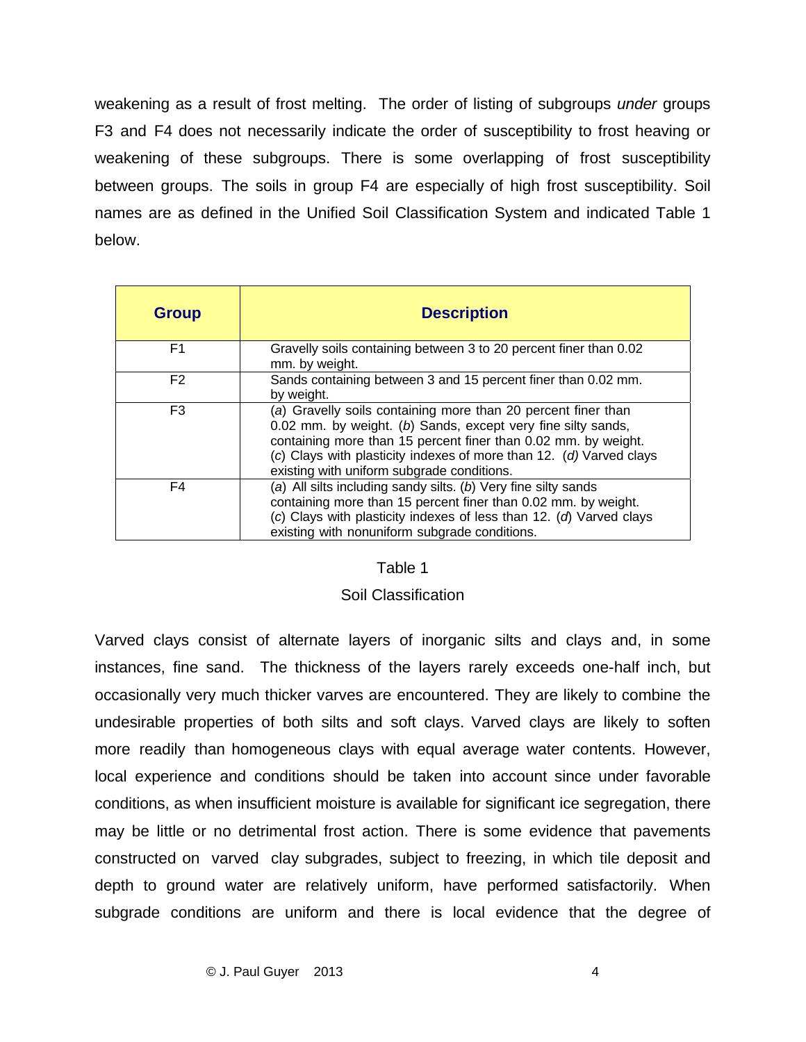weakening as a result of frost melting. The order of listing of subgroups *under* groups F3 and F4 does not necessarily indicate the order of susceptibility to frost heaving or weakening of these subgroups. There is some overlapping of frost susceptibility between groups. The soils in group F4 are especially of high frost susceptibility. Soil names are as defined in the Unified Soil Classification System and indicated Table 1 below.

| Group | Description |
| --- | --- |
| F1 | Gravelly soils containing between 3 to 20 percent finer than 0.02 mm. by weight. |
| F2 | Sands containing between 3 and 15 percent finer than 0.02 mm. by weight. |
| F3 | (*a*) Gravelly soils containing more than 20 percent finer than 0.02 mm. by weight. (*b*) Sands, except very fine silty sands, containing more than 15 percent finer than 0.02 mm. by weight. (*c*) Clays with plasticity indexes of more than 12. (*d)* Varved clays existing with uniform subgrade conditions. |
| F4 | (*a*) All silts including sandy silts. (*b*) Very fine silty sands containing more than 15 percent finer than 0.02 mm. by weight. (*c*) Clays with plasticity indexes of less than 12. (*d*) Varved clays existing with nonuniform subgrade conditions. |

Table 1

Soil Classification

Varved clays consist of alternate layers of inorganic silts and clays and, in some instances, fine sand. The thickness of the layers rarely exceeds one-half inch, but occasionally very much thicker varves are encountered. They are likely to combine the undesirable properties of both silts and soft clays. Varved clays are likely to soften more readily than homogeneous clays with equal average water contents. However, local experience and conditions should be taken into account since under favorable conditions, as when insufficient moisture is available for significant ice segregation, there may be little or no detrimental frost action. There is some evidence that pavements constructed on varved clay subgrades, subject to freezing, in which tile deposit and depth to ground water are relatively uniform, have performed satisfactorily. When subgrade conditions are uniform and there is local evidence that the degree of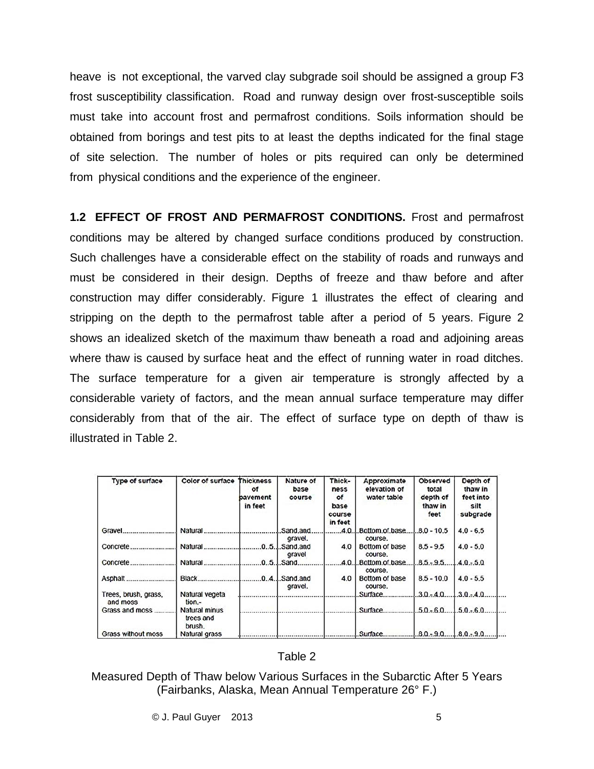heave is not exceptional, the varved clay subgrade soil should be assigned a group F3 frost susceptibility classification. Road and runway design over frost-susceptible soils must take into account frost and permafrost conditions. Soils information should be obtained from borings and test pits to at least the depths indicated for the final stage of site selection. The number of holes or pits required can only be determined from physical conditions and the experience of the engineer.

**1.2 EFFECT OF FROST AND PERMAFROST CONDITIONS.** Frost and permafrost conditions may be altered by changed surface conditions produced by construction. Such challenges have a considerable effect on the stability of roads and runways and must be considered in their design. Depths of freeze and thaw before and after construction may differ considerably. Figure 1 illustrates the effect of clearing and stripping on the depth to the permafrost table after a period of 5 years. Figure 2 shows an idealized sketch of the maximum thaw beneath a road and adjoining areas where thaw is caused by surface heat and the effect of running water in road ditches. The surface temperature for a given air temperature is strongly affected by a considerable variety of factors, and the mean annual surface temperature may differ considerably from that of the air. The effect of surface type on depth of thaw is illustrated in Table 2.

| Type of surface | Color of surface | Thickness of pavement in feet | Nature of base course | Thickness of base course in feet | Approximate elevation of water table | Observed total depth of thaw in feet | Depth of thaw in feet into silt subgrade |
|---|---|---|---|---|---|---|---|
| Gravel | Natural | | Sand and gravel. | 4.0 | Bottom of base course. | 8.0 - 10.5 | 4.0 - 6.5 |
| Concrete | Natural | 0.5 | Sand and gravel | 4.0 | Bottom of base course. | 8.5 - 9.5 | 4.0 - 5.0 |
| Concrete | Natural | 0.5 | Sand | 4.0 | Bottom of base course. | 8.5 - 9.5 | 4.0 - 5.0 |
| Asphalt | Black | 0.4 | Sand and gravel. | 4.0 | Bottom of base course. | 8.5 - 10.0 | 4.0 - 5.5 |
| Trees, brush, grass, and moss | Natural vegetation. | | | | Surface | 3.0 - 4.0 | 3.0 - 4.0 |
| Grass and moss | Natural minus trees and brush. | | | | Surface | 5.0 - 6.0 | 5.0 - 6.0 |
| Grass without moss | Natural grass | | | | Surface | 8.0 - 9.0 | 8.0 - 9.0 |

Table 2

Measured Depth of Thaw below Various Surfaces in the Subarctic After 5 Years (Fairbanks, Alaska, Mean Annual Temperature 26° F.)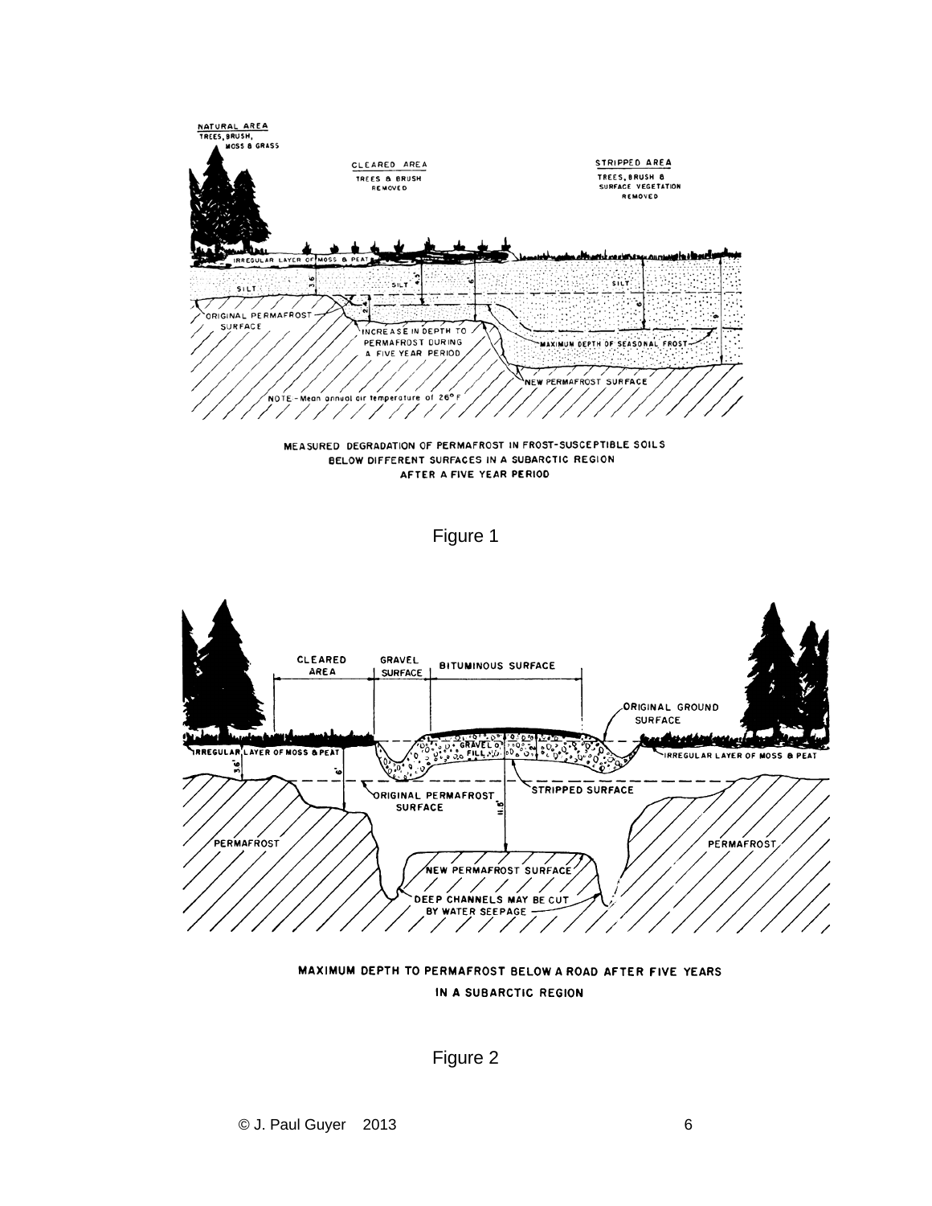MEASURED DEGRADATION OF PERMAFROST IN FROST-SUSCEPTIBLE SOILS BELOW DIFFERENT SURFACES IN A SUBARCTIC REGION AFTER A FIVE YEAR PERIOD

Figure 1

MAXIMUM DEPTH TO PERMAFROST BELOW A ROAD AFTER FIVE YEARS IN A SUBARCTIC REGION

Figure 2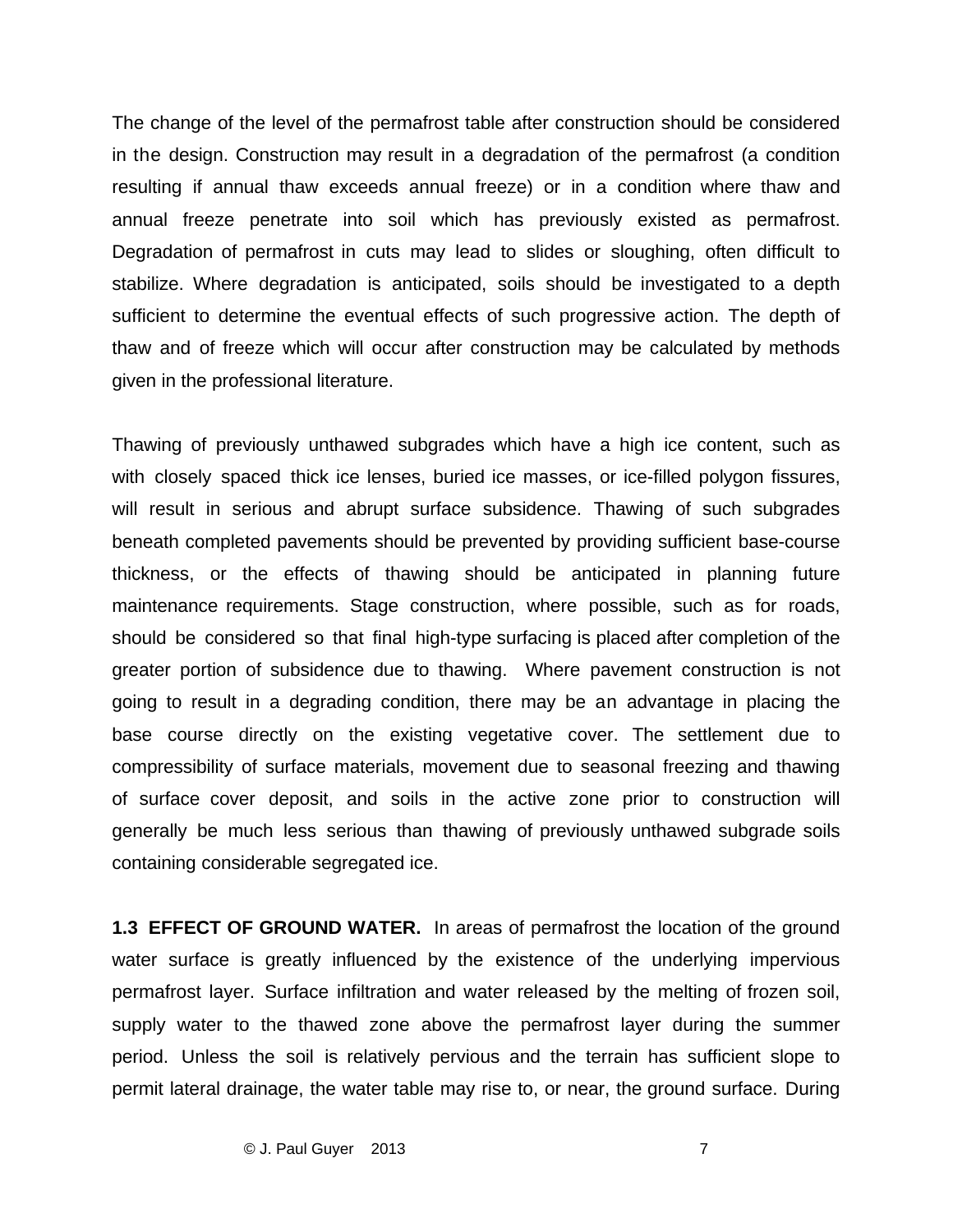The change of the level of the permafrost table after construction should be considered in the design. Construction may result in a degradation of the permafrost (a condition resulting if annual thaw exceeds annual freeze) or in a condition where thaw and annual freeze penetrate into soil which has previously existed as permafrost. Degradation of permafrost in cuts may lead to slides or sloughing, often difficult to stabilize. Where degradation is anticipated, soils should be investigated to a depth sufficient to determine the eventual effects of such progressive action. The depth of thaw and of freeze which will occur after construction may be calculated by methods given in the professional literature.

Thawing of previously unthawed subgrades which have a high ice content, such as with closely spaced thick ice lenses, buried ice masses, or ice-filled polygon fissures, will result in serious and abrupt surface subsidence. Thawing of such subgrades beneath completed pavements should be prevented by providing sufficient base-course thickness, or the effects of thawing should be anticipated in planning future maintenance requirements. Stage construction, where possible, such as for roads, should be considered so that final high-type surfacing is placed after completion of the greater portion of subsidence due to thawing. Where pavement construction is not going to result in a degrading condition, there may be an advantage in placing the base course directly on the existing vegetative cover. The settlement due to compressibility of surface materials, movement due to seasonal freezing and thawing of surface cover deposit, and soils in the active zone prior to construction will generally be much less serious than thawing of previously unthawed subgrade soils containing considerable segregated ice.

**1.3 EFFECT OF GROUND WATER.** In areas of permafrost the location of the ground water surface is greatly influenced by the existence of the underlying impervious permafrost layer. Surface infiltration and water released by the melting of frozen soil, supply water to the thawed zone above the permafrost layer during the summer period. Unless the soil is relatively pervious and the terrain has sufficient slope to permit lateral drainage, the water table may rise to, or near, the ground surface. During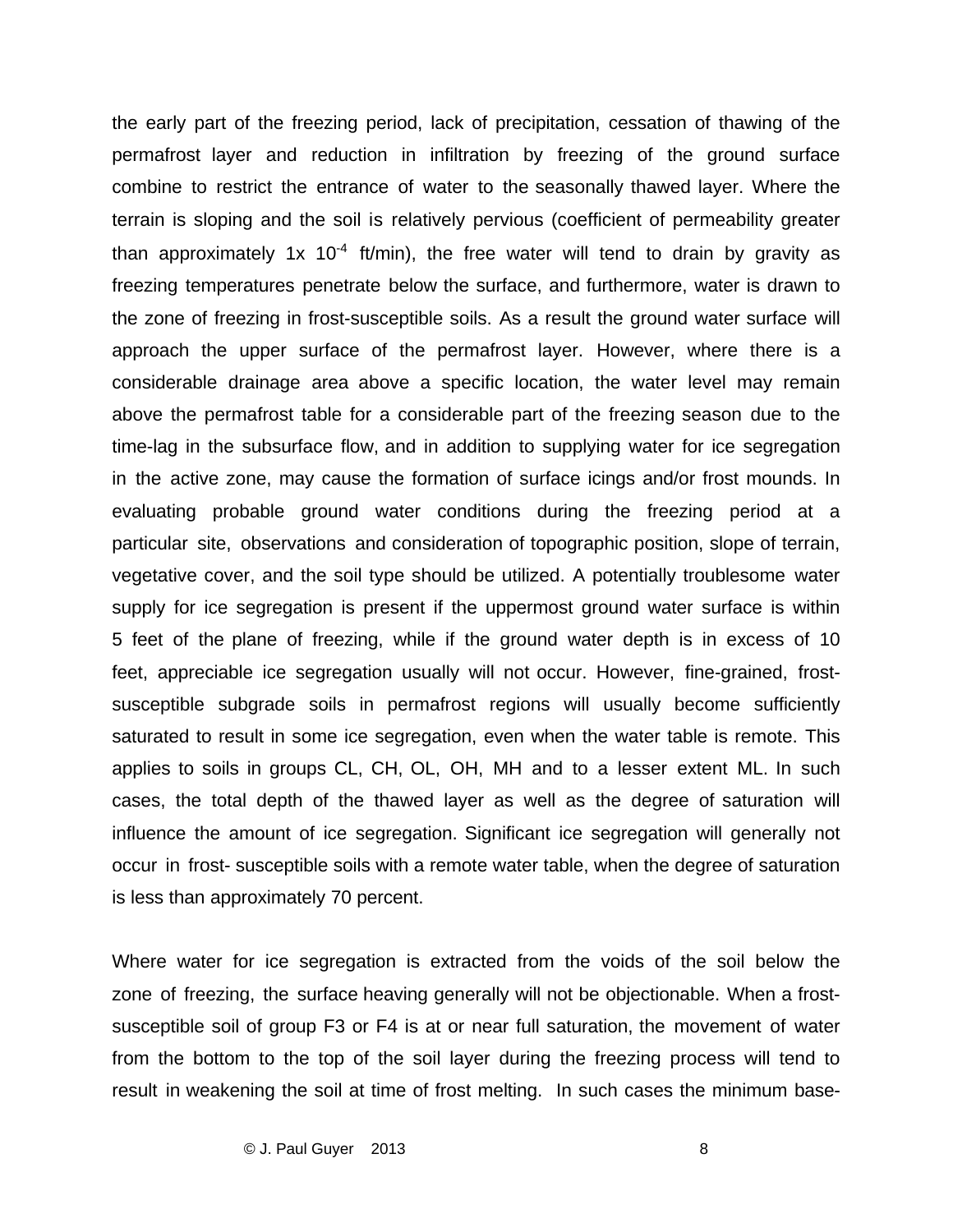the early part of the freezing period, lack of precipitation, cessation of thawing of the permafrost layer and reduction in infiltration by freezing of the ground surface combine to restrict the entrance of water to the seasonally thawed layer. Where the terrain is sloping and the soil is relatively pervious (coefficient of permeability greater than approximately $1x\ 10^{-4}$ ft/min), the free water will tend to drain by gravity as freezing temperatures penetrate below the surface, and furthermore, water is drawn to the zone of freezing in frost-susceptible soils. As a result the ground water surface will approach the upper surface of the permafrost layer. However, where there is a considerable drainage area above a specific location, the water level may remain above the permafrost table for a considerable part of the freezing season due to the time-lag in the subsurface flow, and in addition to supplying water for ice segregation in the active zone, may cause the formation of surface icings and/or frost mounds. In evaluating probable ground water conditions during the freezing period at a particular site, observations and consideration of topographic position, slope of terrain, vegetative cover, and the soil type should be utilized. A potentially troublesome water supply for ice segregation is present if the uppermost ground water surface is within 5 feet of the plane of freezing, while if the ground water depth is in excess of 10 feet, appreciable ice segregation usually will not occur. However, fine-grained, frost-susceptible subgrade soils in permafrost regions will usually become sufficiently saturated to result in some ice segregation, even when the water table is remote. This applies to soils in groups CL, CH, OL, OH, MH and to a lesser extent ML. In such cases, the total depth of the thawed layer as well as the degree of saturation will influence the amount of ice segregation. Significant ice segregation will generally not occur in frost- susceptible soils with a remote water table, when the degree of saturation is less than approximately 70 percent.

Where water for ice segregation is extracted from the voids of the soil below the zone of freezing, the surface heaving generally will not be objectionable. When a frost-susceptible soil of group F3 or F4 is at or near full saturation, the movement of water from the bottom to the top of the soil layer during the freezing process will tend to result in weakening the soil at time of frost melting. In such cases the minimum base-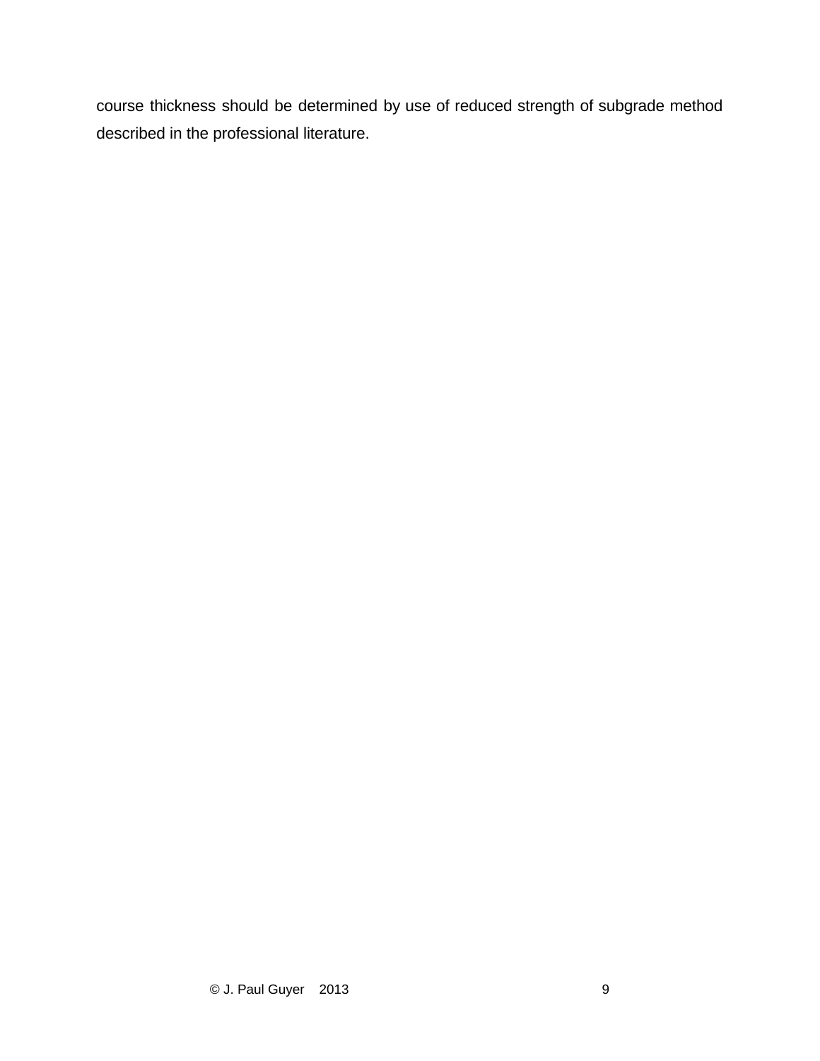course thickness should be determined by use of reduced strength of subgrade method described in the professional literature.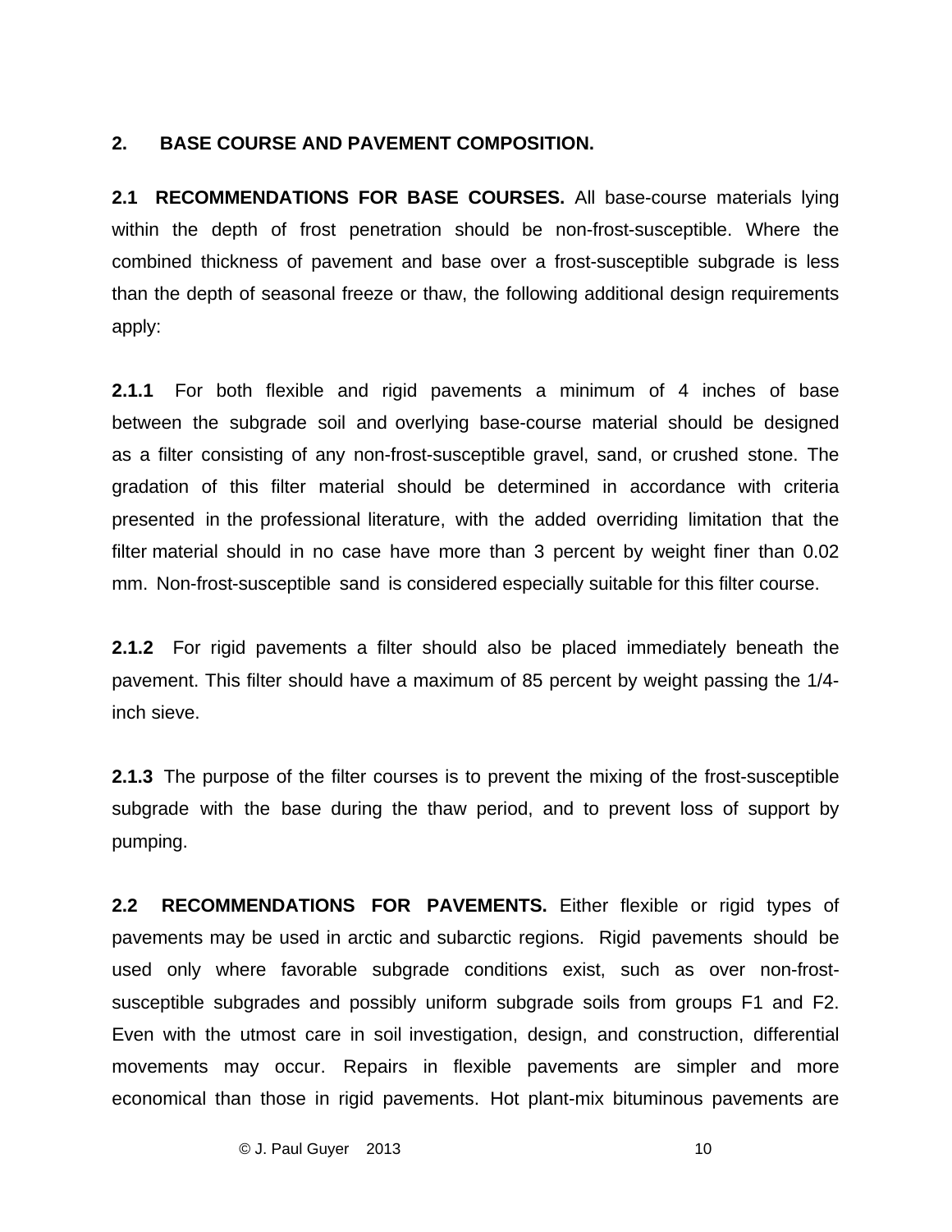## 2. BASE COURSE AND PAVEMENT COMPOSITION.

**2.1 RECOMMENDATIONS FOR BASE COURSES.** All base-course materials lying within the depth of frost penetration should be non-frost-susceptible. Where the combined thickness of pavement and base over a frost-susceptible subgrade is less than the depth of seasonal freeze or thaw, the following additional design requirements apply:

**2.1.1** For both flexible and rigid pavements a minimum of 4 inches of base between the subgrade soil and overlying base-course material should be designed as a filter consisting of any non-frost-susceptible gravel, sand, or crushed stone. The gradation of this filter material should be determined in accordance with criteria presented in the professional literature, with the added overriding limitation that the filter material should in no case have more than 3 percent by weight finer than 0.02 mm. Non-frost-susceptible sand is considered especially suitable for this filter course.

**2.1.2** For rigid pavements a filter should also be placed immediately beneath the pavement. This filter should have a maximum of 85 percent by weight passing the 1/4-inch sieve.

**2.1.3** The purpose of the filter courses is to prevent the mixing of the frost-susceptible subgrade with the base during the thaw period, and to prevent loss of support by pumping.

**2.2 RECOMMENDATIONS FOR PAVEMENTS.** Either flexible or rigid types of pavements may be used in arctic and subarctic regions. Rigid pavements should be used only where favorable subgrade conditions exist, such as over non-frost-susceptible subgrades and possibly uniform subgrade soils from groups F1 and F2. Even with the utmost care in soil investigation, design, and construction, differential movements may occur. Repairs in flexible pavements are simpler and more economical than those in rigid pavements. Hot plant-mix bituminous pavements are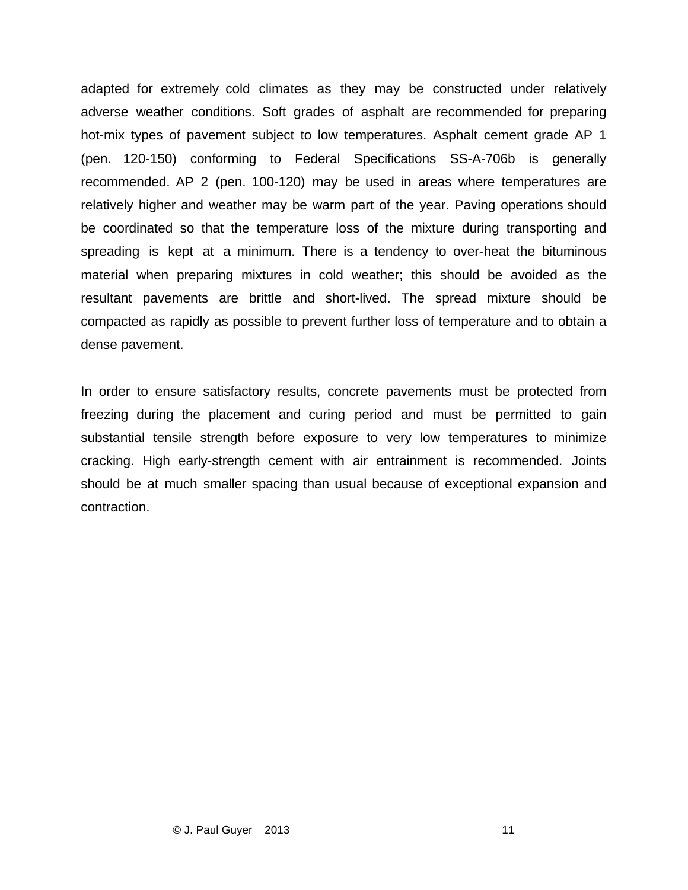adapted for extremely cold climates as they may be constructed under relatively adverse weather conditions. Soft grades of asphalt are recommended for preparing hot-mix types of pavement subject to low temperatures. Asphalt cement grade AP 1 (pen. 120-150) conforming to Federal Specifications SS-A-706b is generally recommended. AP 2 (pen. 100-120) may be used in areas where temperatures are relatively higher and weather may be warm part of the year. Paving operations should be coordinated so that the temperature loss of the mixture during transporting and spreading is kept at a minimum. There is a tendency to over-heat the bituminous material when preparing mixtures in cold weather; this should be avoided as the resultant pavements are brittle and short-lived. The spread mixture should be compacted as rapidly as possible to prevent further loss of temperature and to obtain a dense pavement.

In order to ensure satisfactory results, concrete pavements must be protected from freezing during the placement and curing period and must be permitted to gain substantial tensile strength before exposure to very low temperatures to minimize cracking. High early-strength cement with air entrainment is recommended. Joints should be at much smaller spacing than usual because of exceptional expansion and contraction.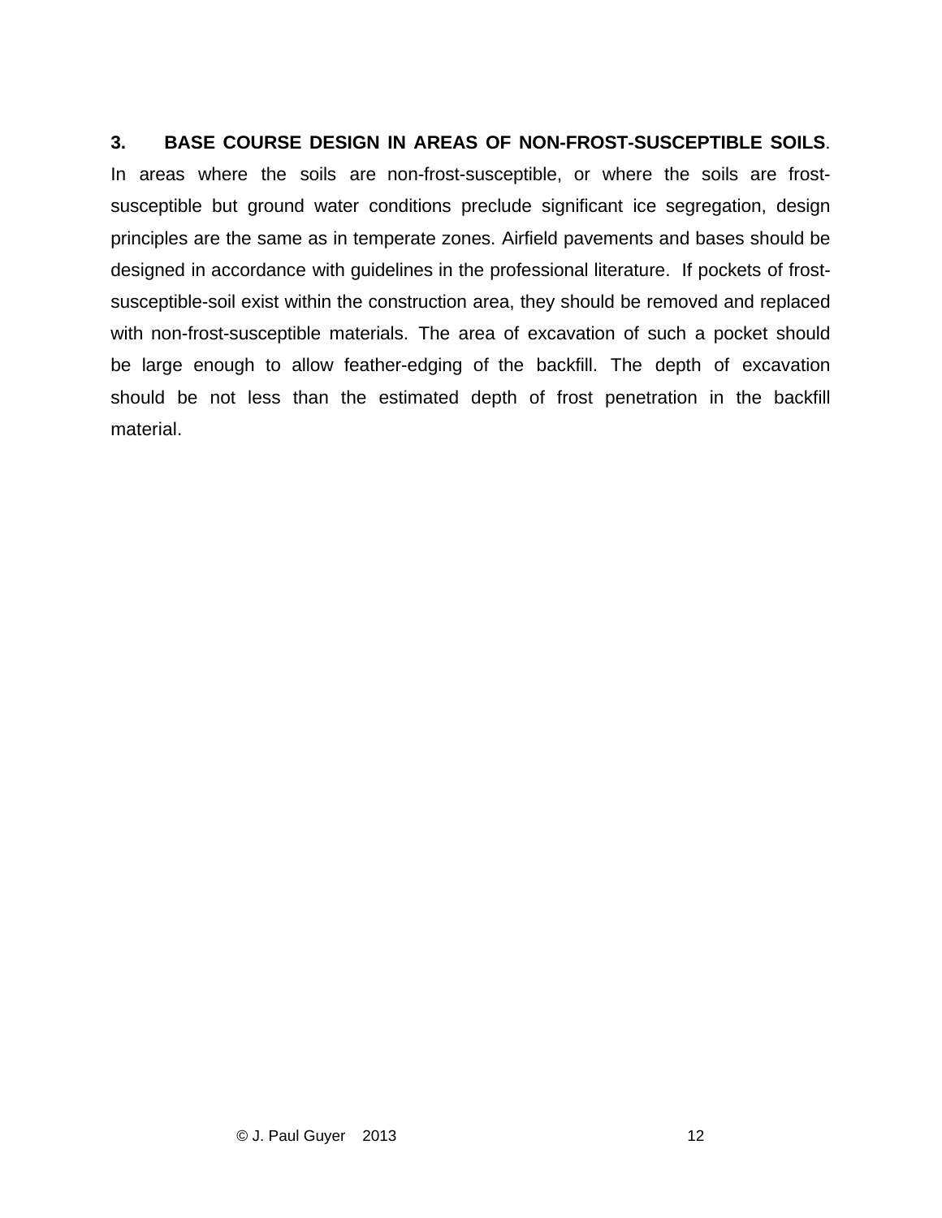**3. BASE COURSE DESIGN IN AREAS OF NON-FROST-SUSCEPTIBLE SOILS**. In areas where the soils are non-frost-susceptible, or where the soils are frost-susceptible but ground water conditions preclude significant ice segregation, design principles are the same as in temperate zones. Airfield pavements and bases should be designed in accordance with guidelines in the professional literature. If pockets of frost-susceptible-soil exist within the construction area, they should be removed and replaced with non-frost-susceptible materials. The area of excavation of such a pocket should be large enough to allow feather-edging of the backfill. The depth of excavation should be not less than the estimated depth of frost penetration in the backfill material.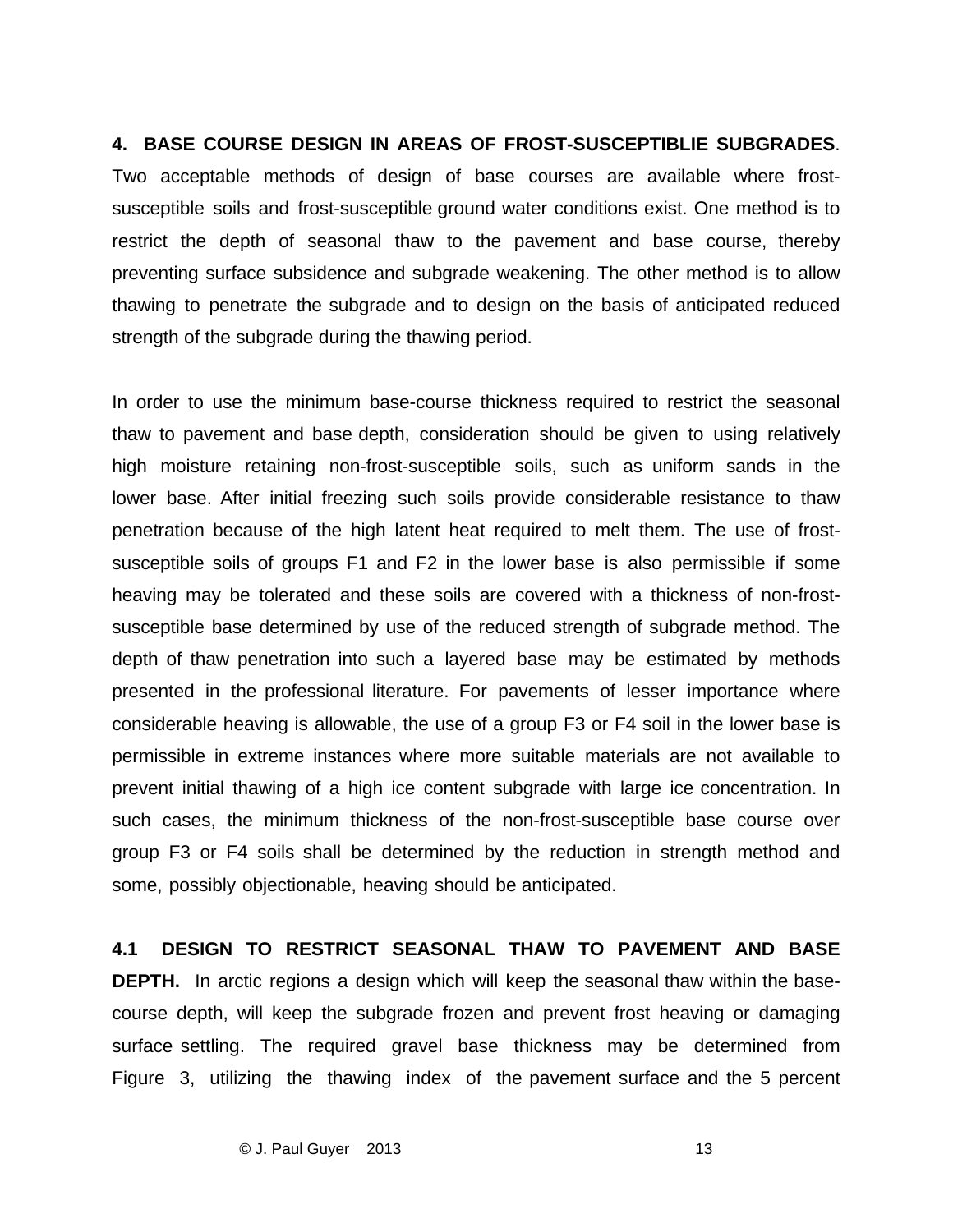**4. BASE COURSE DESIGN IN AREAS OF FROST-SUSCEPTIBLIE SUBGRADES**. Two acceptable methods of design of base courses are available where frost-susceptible soils and frost-susceptible ground water conditions exist. One method is to restrict the depth of seasonal thaw to the pavement and base course, thereby preventing surface subsidence and subgrade weakening. The other method is to allow thawing to penetrate the subgrade and to design on the basis of anticipated reduced strength of the subgrade during the thawing period.

In order to use the minimum base-course thickness required to restrict the seasonal thaw to pavement and base depth, consideration should be given to using relatively high moisture retaining non-frost-susceptible soils, such as uniform sands in the lower base. After initial freezing such soils provide considerable resistance to thaw penetration because of the high latent heat required to melt them. The use of frost-susceptible soils of groups F1 and F2 in the lower base is also permissible if some heaving may be tolerated and these soils are covered with a thickness of non-frost-susceptible base determined by use of the reduced strength of subgrade method. The depth of thaw penetration into such a layered base may be estimated by methods presented in the professional literature. For pavements of lesser importance where considerable heaving is allowable, the use of a group F3 or F4 soil in the lower base is permissible in extreme instances where more suitable materials are not available to prevent initial thawing of a high ice content subgrade with large ice concentration. In such cases, the minimum thickness of the non-frost-susceptible base course over group F3 or F4 soils shall be determined by the reduction in strength method and some, possibly objectionable, heaving should be anticipated.

**4.1 DESIGN TO RESTRICT SEASONAL THAW TO PAVEMENT AND BASE DEPTH.** In arctic regions a design which will keep the seasonal thaw within the base-course depth, will keep the subgrade frozen and prevent frost heaving or damaging surface settling. The required gravel base thickness may be determined from Figure 3, utilizing the thawing index of the pavement surface and the 5 percent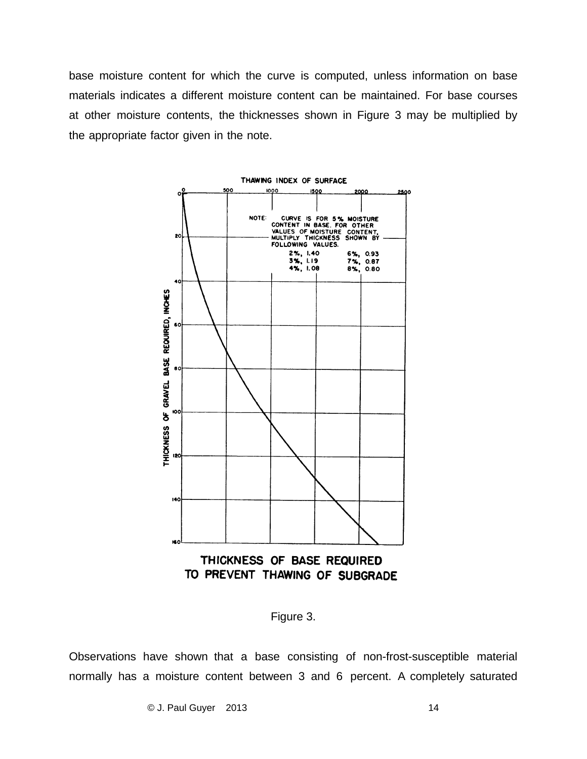base moisture content for which the curve is computed, unless information on base materials indicates a different moisture content can be maintained. For base courses at other moisture contents, the thicknesses shown in Figure 3 may be multiplied by the appropriate factor given in the note.

Figure 3.

Observations have shown that a base consisting of non-frost-susceptible material normally has a moisture content between 3 and 6 percent. A completely saturated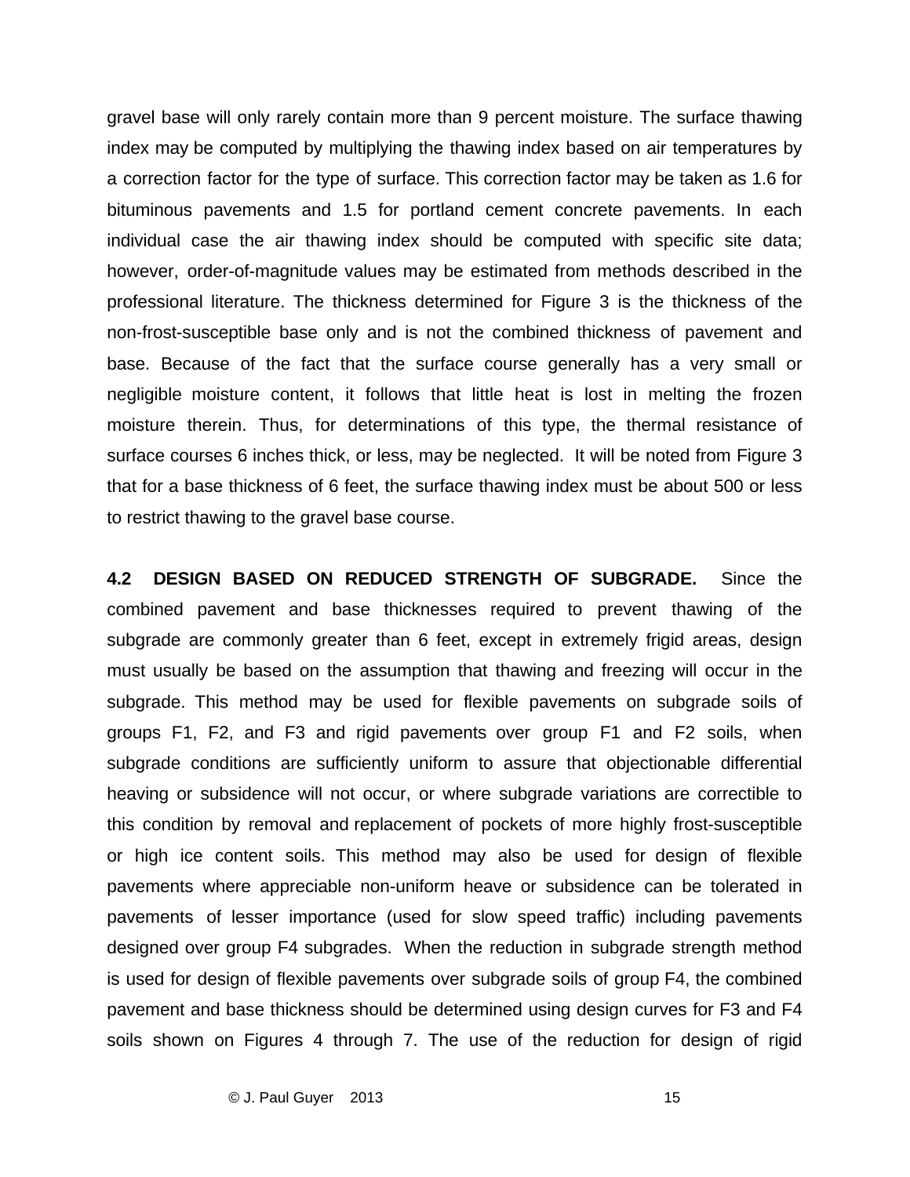gravel base will only rarely contain more than 9 percent moisture. The surface thawing index may be computed by multiplying the thawing index based on air temperatures by a correction factor for the type of surface. This correction factor may be taken as 1.6 for bituminous pavements and 1.5 for portland cement concrete pavements. In each individual case the air thawing index should be computed with specific site data; however, order-of-magnitude values may be estimated from methods described in the professional literature. The thickness determined for Figure 3 is the thickness of the non-frost-susceptible base only and is not the combined thickness of pavement and base. Because of the fact that the surface course generally has a very small or negligible moisture content, it follows that little heat is lost in melting the frozen moisture therein. Thus, for determinations of this type, the thermal resistance of surface courses 6 inches thick, or less, may be neglected. It will be noted from Figure 3 that for a base thickness of 6 feet, the surface thawing index must be about 500 or less to restrict thawing to the gravel base course.

**4.2 DESIGN BASED ON REDUCED STRENGTH OF SUBGRADE.** Since the combined pavement and base thicknesses required to prevent thawing of the subgrade are commonly greater than 6 feet, except in extremely frigid areas, design must usually be based on the assumption that thawing and freezing will occur in the subgrade. This method may be used for flexible pavements on subgrade soils of groups F1, F2, and F3 and rigid pavements over group F1 and F2 soils, when subgrade conditions are sufficiently uniform to assure that objectionable differential heaving or subsidence will not occur, or where subgrade variations are correctible to this condition by removal and replacement of pockets of more highly frost-susceptible or high ice content soils. This method may also be used for design of flexible pavements where appreciable non-uniform heave or subsidence can be tolerated in pavements of lesser importance (used for slow speed traffic) including pavements designed over group F4 subgrades. When the reduction in subgrade strength method is used for design of flexible pavements over subgrade soils of group F4, the combined pavement and base thickness should be determined using design curves for F3 and F4 soils shown on Figures 4 through 7. The use of the reduction for design of rigid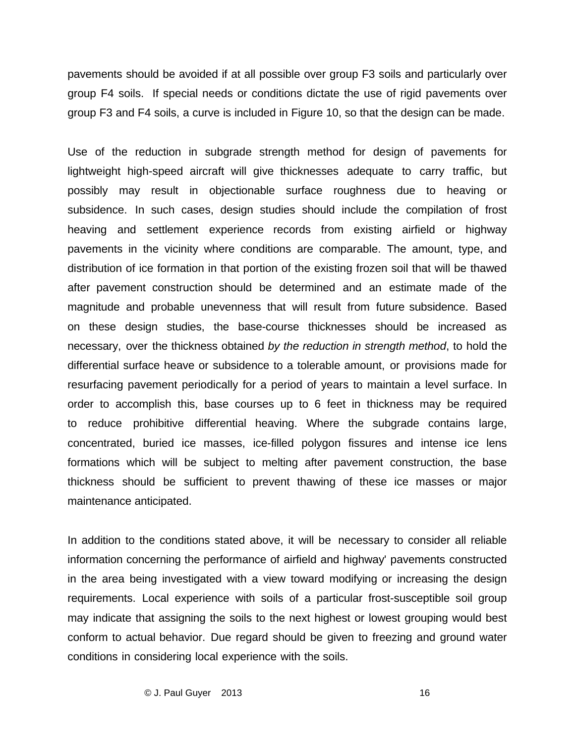pavements should be avoided if at all possible over group F3 soils and particularly over group F4 soils. If special needs or conditions dictate the use of rigid pavements over group F3 and F4 soils, a curve is included in Figure 10, so that the design can be made.

Use of the reduction in subgrade strength method for design of pavements for lightweight high-speed aircraft will give thicknesses adequate to carry traffic, but possibly may result in objectionable surface roughness due to heaving or subsidence. In such cases, design studies should include the compilation of frost heaving and settlement experience records from existing airfield or highway pavements in the vicinity where conditions are comparable. The amount, type, and distribution of ice formation in that portion of the existing frozen soil that will be thawed after pavement construction should be determined and an estimate made of the magnitude and probable unevenness that will result from future subsidence. Based on these design studies, the base-course thicknesses should be increased as necessary, over the thickness obtained *by the reduction in strength method*, to hold the differential surface heave or subsidence to a tolerable amount, or provisions made for resurfacing pavement periodically for a period of years to maintain a level surface. In order to accomplish this, base courses up to 6 feet in thickness may be required to reduce prohibitive differential heaving. Where the subgrade contains large, concentrated, buried ice masses, ice-filled polygon fissures and intense ice lens formations which will be subject to melting after pavement construction, the base thickness should be sufficient to prevent thawing of these ice masses or major maintenance anticipated.

In addition to the conditions stated above, it will be necessary to consider all reliable information concerning the performance of airfield and highway' pavements constructed in the area being investigated with a view toward modifying or increasing the design requirements. Local experience with soils of a particular frost-susceptible soil group may indicate that assigning the soils to the next highest or lowest grouping would best conform to actual behavior. Due regard should be given to freezing and ground water conditions in considering local experience with the soils.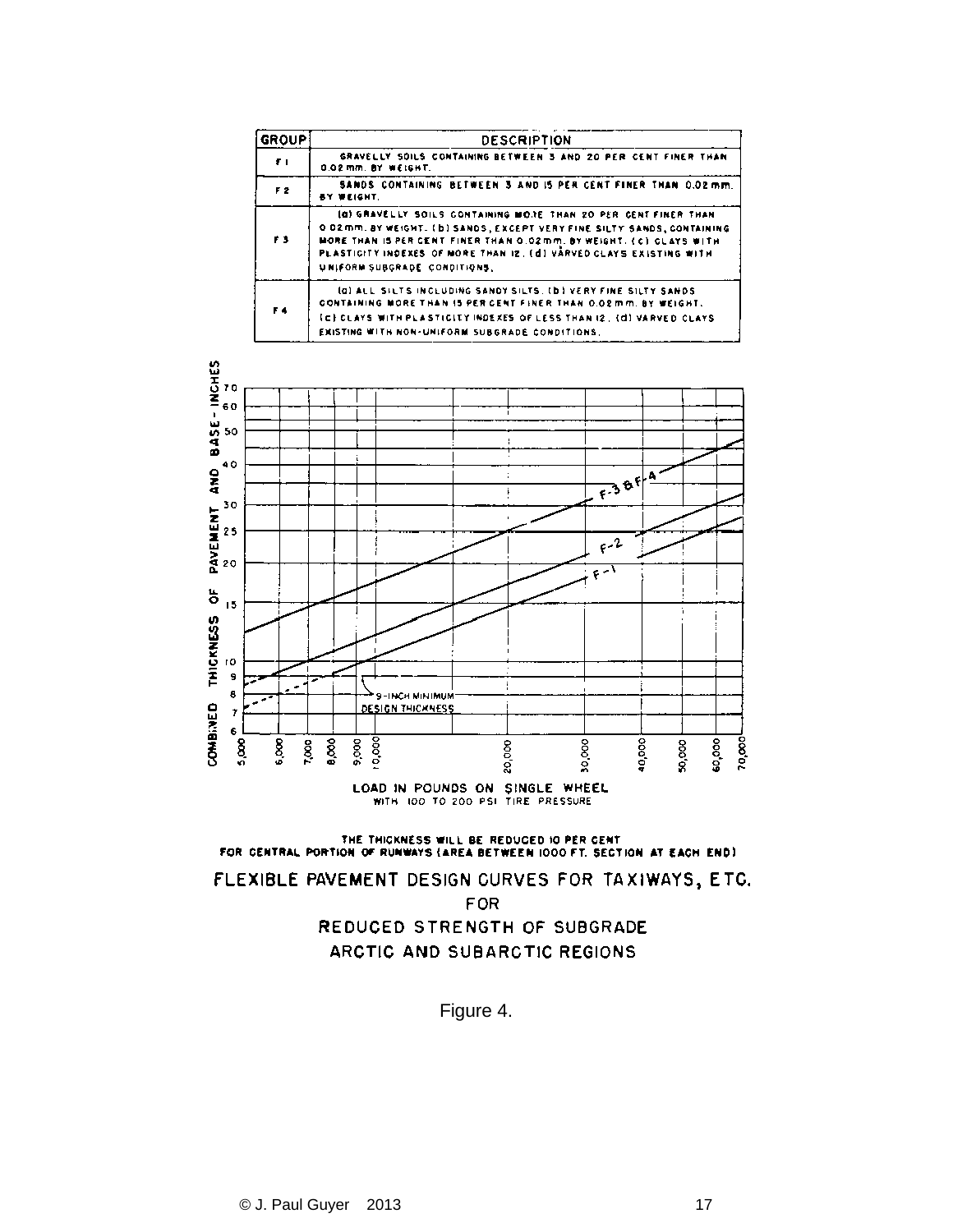| GROUP | DESCRIPTION |
|---|---|
| F 1 | GRAVELLY SOILS CONTAINING BETWEEN 3 AND 20 PER CENT FINER THAN 0.02 mm. BY WEIGHT. |
| F 2 | SANDS CONTAINING BETWEEN 3 AND 15 PER CENT FINER THAN 0.02 mm. BY WEIGHT. |
| F 3 | (a) GRAVELLY SOILS CONTAINING MORE THAN 20 PER CENT FINER THAN 0.02 mm. BY WEIGHT. (b) SANDS, EXCEPT VERY FINE SILTY SANDS, CONTAINING MORE THAN 15 PER CENT FINER THAN 0.02 mm. BY WEIGHT. (c) CLAYS WITH PLASTICITY INDEXES OF MORE THAN 12. (d) VARVED CLAYS EXISTING WITH UNIFORM SUBGRADE CONDITIONS. |
| F 4 | (a) ALL SILTS INCLUDING SANDY SILTS. (b) VERY FINE SILTY SANDS CONTAINING MORE THAN 15 PER CENT FINER THAN 0.02 mm. BY WEIGHT. (c) CLAYS WITH PLASTICITY INDEXES OF LESS THAN 12. (d) VARVED CLAYS EXISTING WITH NON-UNIFORM SUBGRADE CONDITIONS. |

COMBINED THICKNESS OF PAVEMENT AND BASE - INCHES

LOAD IN POUNDS ON SINGLE WHEEL WITH 100 TO 200 PSI TIRE PRESSURE

F-3 & F-4; F-2; F-1; 9-INCH MINIMUM DESIGN THICKNESS

THE THICKNESS WILL BE REDUCED 10 PER CENT FOR CENTRAL PORTION OF RUNWAYS (AREA BETWEEN 1000 FT. SECTION AT EACH END)

FLEXIBLE PAVEMENT DESIGN CURVES FOR TAXIWAYS, ETC. FOR REDUCED STRENGTH OF SUBGRADE ARCTIC AND SUBARCTIC REGIONS

Figure 4.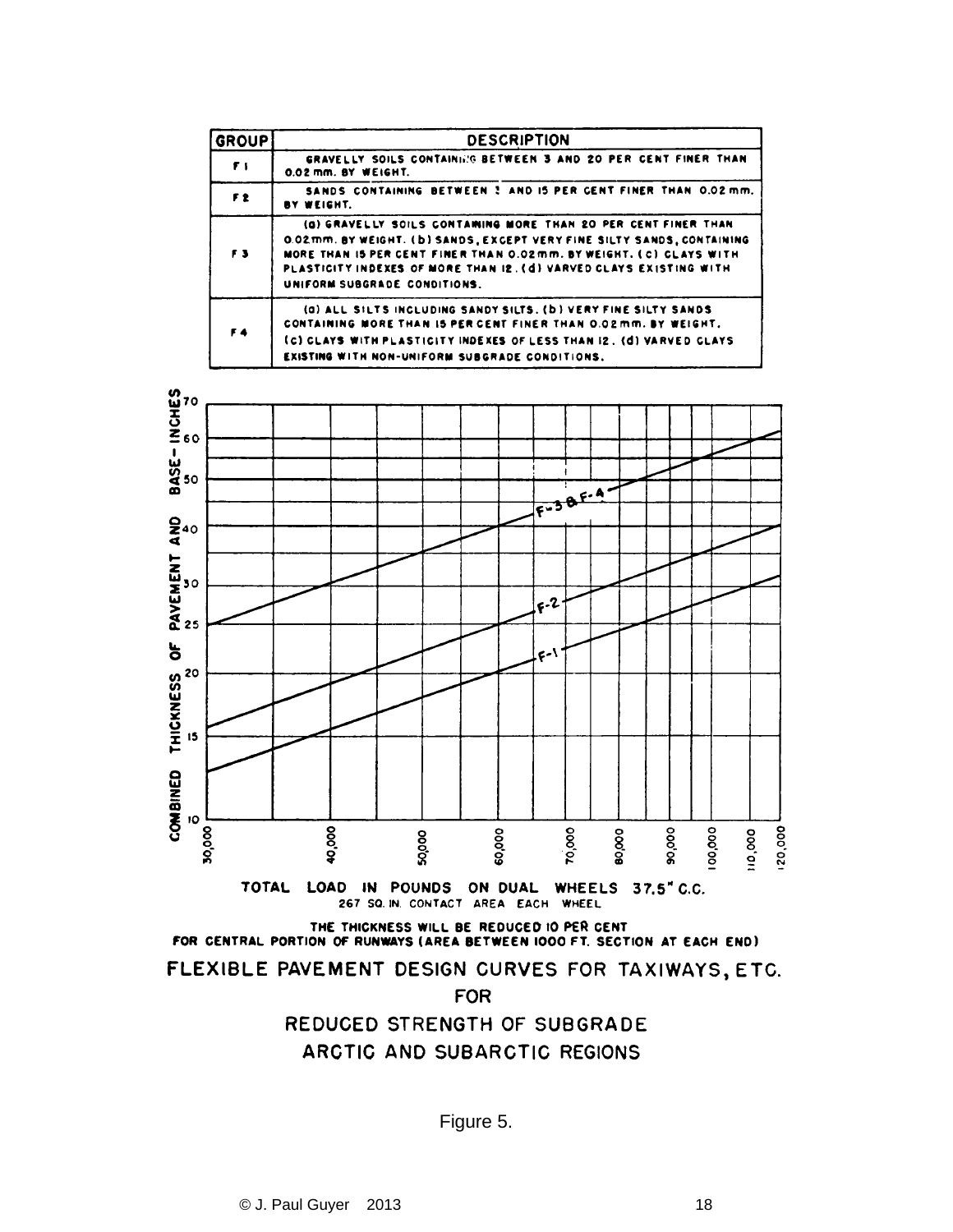| GROUP | DESCRIPTION |
| --- | --- |
| F 1 | GRAVELLY SOILS CONTAINING BETWEEN 3 AND 20 PER CENT FINER THAN 0.02 mm. BY WEIGHT. |
| F 2 | SANDS CONTAINING BETWEEN 3 AND 15 PER CENT FINER THAN 0.02 mm. BY WEIGHT. |
| F 3 | (a) GRAVELLY SOILS CONTAINING MORE THAN 20 PER CENT FINER THAN 0.02 mm. BY WEIGHT. (b) SANDS, EXCEPT VERY FINE SILTY SANDS, CONTAINING MORE THAN 15 PER CENT FINER THAN 0.02 mm. BY WEIGHT. (c) CLAYS WITH PLASTICITY INDEXES OF MORE THAN 12. (d) VARVED CLAYS EXISTING WITH UNIFORM SUBGRADE CONDITIONS. |
| F 4 | (a) ALL SILTS INCLUDING SANDY SILTS. (b) VERY FINE SILTY SANDS CONTAINING MORE THAN 15 PER CENT FINER THAN 0.02 mm. BY WEIGHT. (c) CLAYS WITH PLASTICITY INDEXES OF LESS THAN 12. (d) VARVED CLAYS EXISTING WITH NON-UNIFORM SUBGRADE CONDITIONS. |

TOTAL LOAD IN POUNDS ON DUAL WHEELS 37.5" C.C.
267 SQ. IN. CONTACT AREA EACH WHEEL

THE THICKNESS WILL BE REDUCED 10 PER CENT FOR CENTRAL PORTION OF RUNWAYS (AREA BETWEEN 1000 FT. SECTION AT EACH END)

FLEXIBLE PAVEMENT DESIGN CURVES FOR TAXIWAYS, ETC. FOR REDUCED STRENGTH OF SUBGRADE ARCTIC AND SUBARCTIC REGIONS

Figure 5.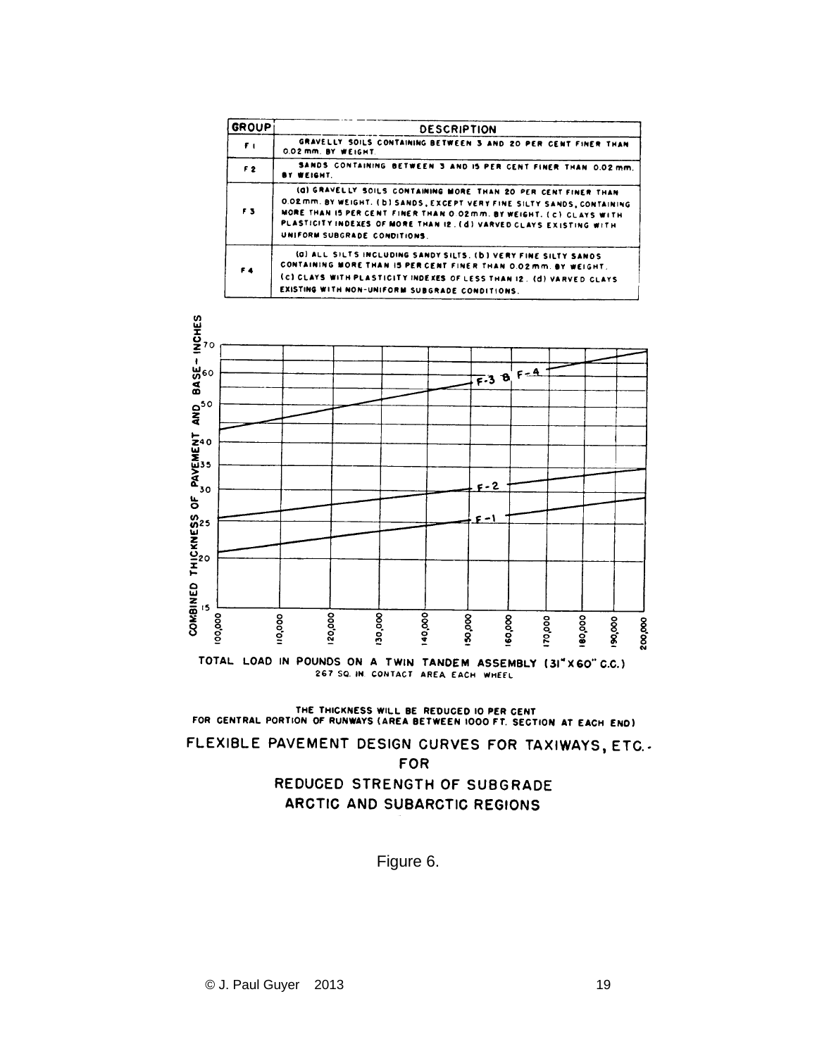| GROUP | DESCRIPTION |
|---|---|
| F 1 | GRAVELLY SOILS CONTAINING BETWEEN 3 AND 20 PER CENT FINER THAN 0.02 mm. BY WEIGHT. |
| F 2 | SANDS CONTAINING BETWEEN 3 AND 15 PER CENT FINER THAN 0.02 mm. BY WEIGHT. |
| F 3 | (a) GRAVELLY SOILS CONTAINING MORE THAN 20 PER CENT FINER THAN 0.02 mm. BY WEIGHT. (b) SANDS, EXCEPT VERY FINE SILTY SANDS, CONTAINING MORE THAN 15 PER CENT FINER THAN 0.02 mm. BY WEIGHT. (c) CLAYS WITH PLASTICITY INDEXES OF MORE THAN 12. (d) VARVED CLAYS EXISTING WITH UNIFORM SUBGRADE CONDITIONS. |
| F 4 | (a) ALL SILTS INCLUDING SANDY SILTS. (b) VERY FINE SILTY SANDS CONTAINING MORE THAN 15 PER CENT FINER THAN 0.02 mm. BY WEIGHT. (c) CLAYS WITH PLASTICITY INDEXES OF LESS THAN 12. (d) VARVED CLAYS EXISTING WITH NON-UNIFORM SUBGRADE CONDITIONS. |

COMBINED THICKNESS OF PAVEMENT AND BASE - INCHES

TOTAL LOAD IN POUNDS ON A TWIN TANDEM ASSEMBLY (31" X 60" C.C.)
267 SQ. IN. CONTACT AREA EACH WHEEL

THE THICKNESS WILL BE REDUCED 10 PER CENT FOR CENTRAL PORTION OF RUNWAYS (AREA BETWEEN 1000 FT. SECTION AT EACH END)

FLEXIBLE PAVEMENT DESIGN CURVES FOR TAXIWAYS, ETC. - FOR REDUCED STRENGTH OF SUBGRADE ARCTIC AND SUBARCTIC REGIONS

Figure 6.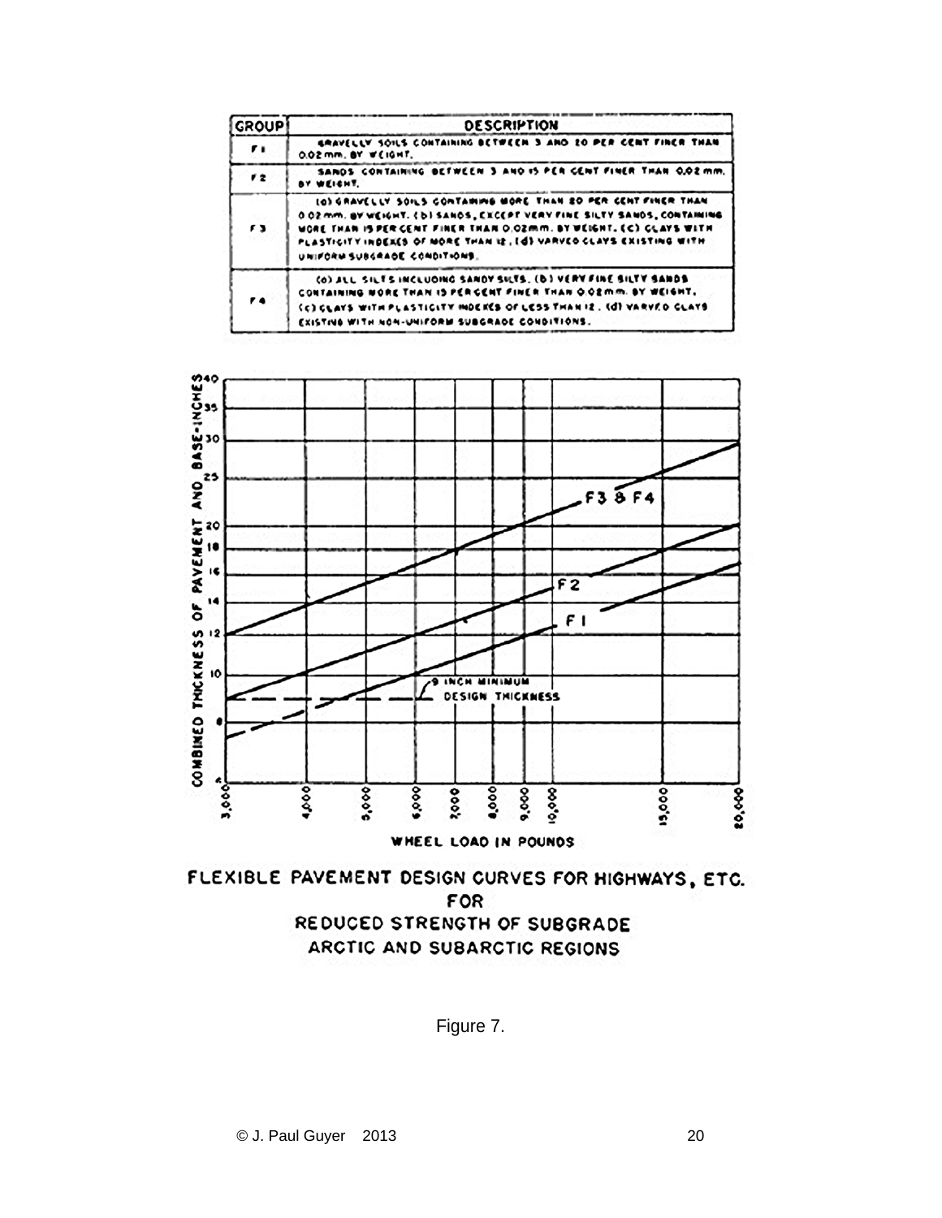| GROUP | DESCRIPTION |
|---|---|
| F1 | GRAVELLY SOILS CONTAINING BETWEEN 3 AND 20 PER CENT FINER THAN 0.02 mm. BY WEIGHT. |
| F2 | SANDS CONTAINING BETWEEN 3 AND 15 PER CENT FINER THAN 0.02 mm. BY WEIGHT. |
| F3 | (a) GRAVELLY SOILS CONTAINING MORE THAN 20 PER CENT FINER THAN 0.02 mm. BY WEIGHT. (b) SANDS, EXCEPT VERY FINE SILTY SANDS, CONTAINING MORE THAN 15 PER CENT FINER THAN 0.02mm. BY WEIGHT. (c) CLAYS WITH PLASTICITY INDEXES OF MORE THAN 12. (d) VARVED CLAYS EXISTING WITH UNIFORM SUBGRADE CONDITIONS. |
| F4 | (a) ALL SILTS INCLUDING SANDY SILTS. (b) VERY FINE SILTY SANDS CONTAINING MORE THAN 15 PER CENT FINER THAN 0.02 mm. BY WEIGHT. (c) CLAYS WITH PLASTICITY INDEXES OF LESS THAN 12. (d) VARVED CLAYS EXISTING WITH NON-UNIFORM SUBGRADE CONDITIONS. |

FLEXIBLE PAVEMENT DESIGN CURVES FOR HIGHWAYS, ETC.
FOR
REDUCED STRENGTH OF SUBGRADE
ARCTIC AND SUBARCTIC REGIONS

Figure 7.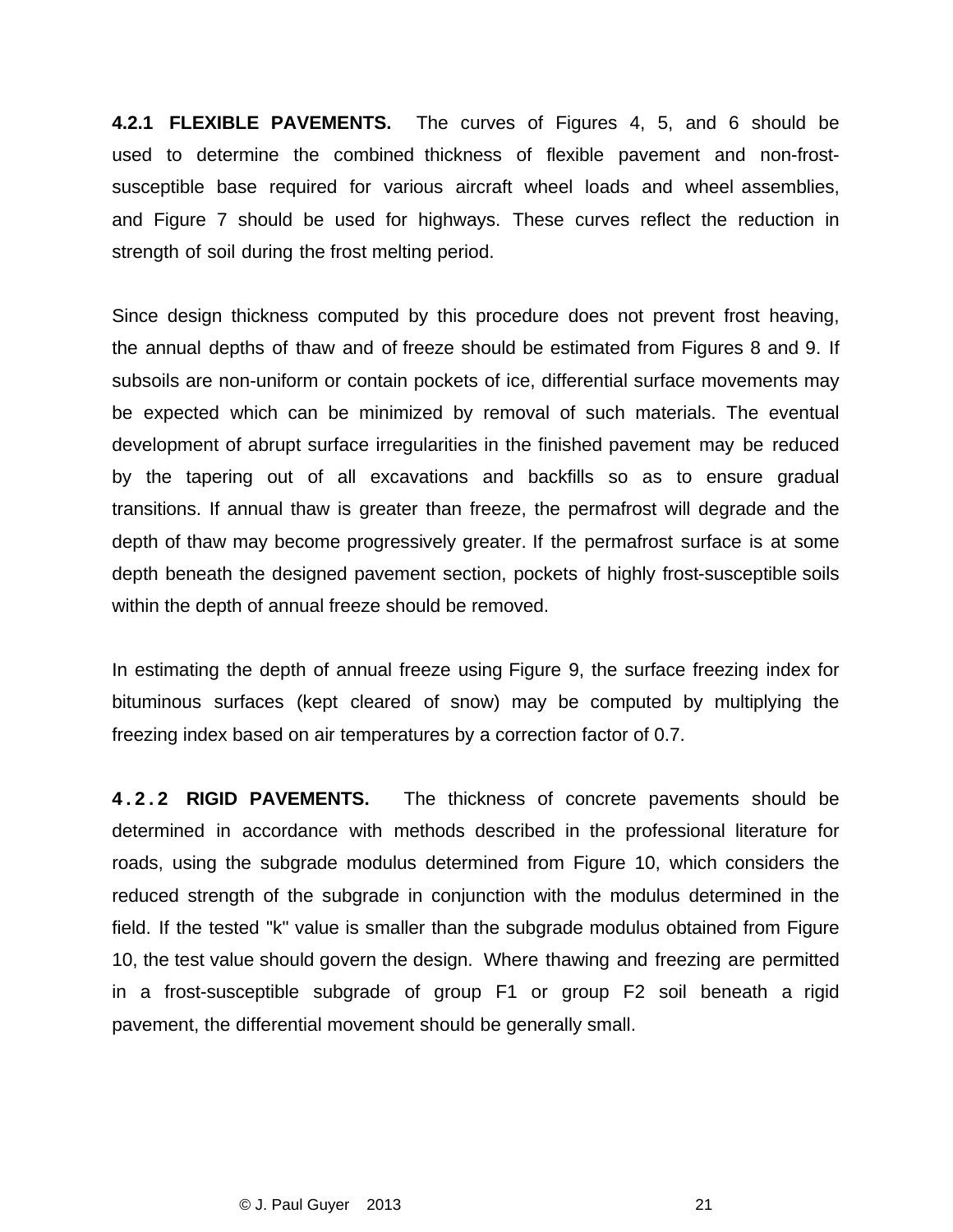**4.2.1 FLEXIBLE PAVEMENTS.** The curves of Figures 4, 5, and 6 should be used to determine the combined thickness of flexible pavement and non-frost-susceptible base required for various aircraft wheel loads and wheel assemblies, and Figure 7 should be used for highways. These curves reflect the reduction in strength of soil during the frost melting period.

Since design thickness computed by this procedure does not prevent frost heaving, the annual depths of thaw and of freeze should be estimated from Figures 8 and 9. If subsoils are non-uniform or contain pockets of ice, differential surface movements may be expected which can be minimized by removal of such materials. The eventual development of abrupt surface irregularities in the finished pavement may be reduced by the tapering out of all excavations and backfills so as to ensure gradual transitions. If annual thaw is greater than freeze, the permafrost will degrade and the depth of thaw may become progressively greater. If the permafrost surface is at some depth beneath the designed pavement section, pockets of highly frost-susceptible soils within the depth of annual freeze should be removed.

In estimating the depth of annual freeze using Figure 9, the surface freezing index for bituminous surfaces (kept cleared of snow) may be computed by multiplying the freezing index based on air temperatures by a correction factor of 0.7.

**4.2.2 RIGID PAVEMENTS.** The thickness of concrete pavements should be determined in accordance with methods described in the professional literature for roads, using the subgrade modulus determined from Figure 10, which considers the reduced strength of the subgrade in conjunction with the modulus determined in the field. If the tested "k" value is smaller than the subgrade modulus obtained from Figure 10, the test value should govern the design. Where thawing and freezing are permitted in a frost-susceptible subgrade of group F1 or group F2 soil beneath a rigid pavement, the differential movement should be generally small.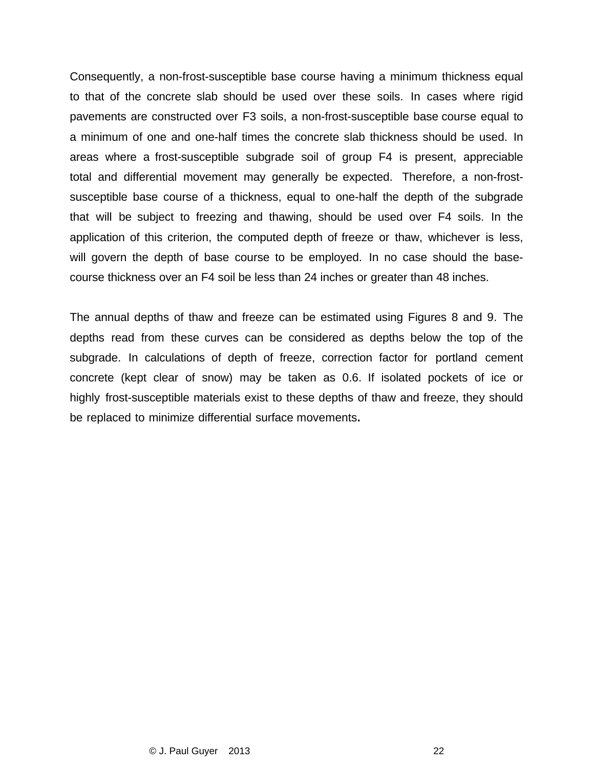Consequently, a non-frost-susceptible base course having a minimum thickness equal to that of the concrete slab should be used over these soils. In cases where rigid pavements are constructed over F3 soils, a non-frost-susceptible base course equal to a minimum of one and one-half times the concrete slab thickness should be used. In areas where a frost-susceptible subgrade soil of group F4 is present, appreciable total and differential movement may generally be expected. Therefore, a non-frost-susceptible base course of a thickness, equal to one-half the depth of the subgrade that will be subject to freezing and thawing, should be used over F4 soils. In the application of this criterion, the computed depth of freeze or thaw, whichever is less, will govern the depth of base course to be employed. In no case should the base-course thickness over an F4 soil be less than 24 inches or greater than 48 inches.

The annual depths of thaw and freeze can be estimated using Figures 8 and 9. The depths read from these curves can be considered as depths below the top of the subgrade. In calculations of depth of freeze, correction factor for portland cement concrete (kept clear of snow) may be taken as 0.6. If isolated pockets of ice or highly frost-susceptible materials exist to these depths of thaw and freeze, they should be replaced to minimize differential surface movements**.**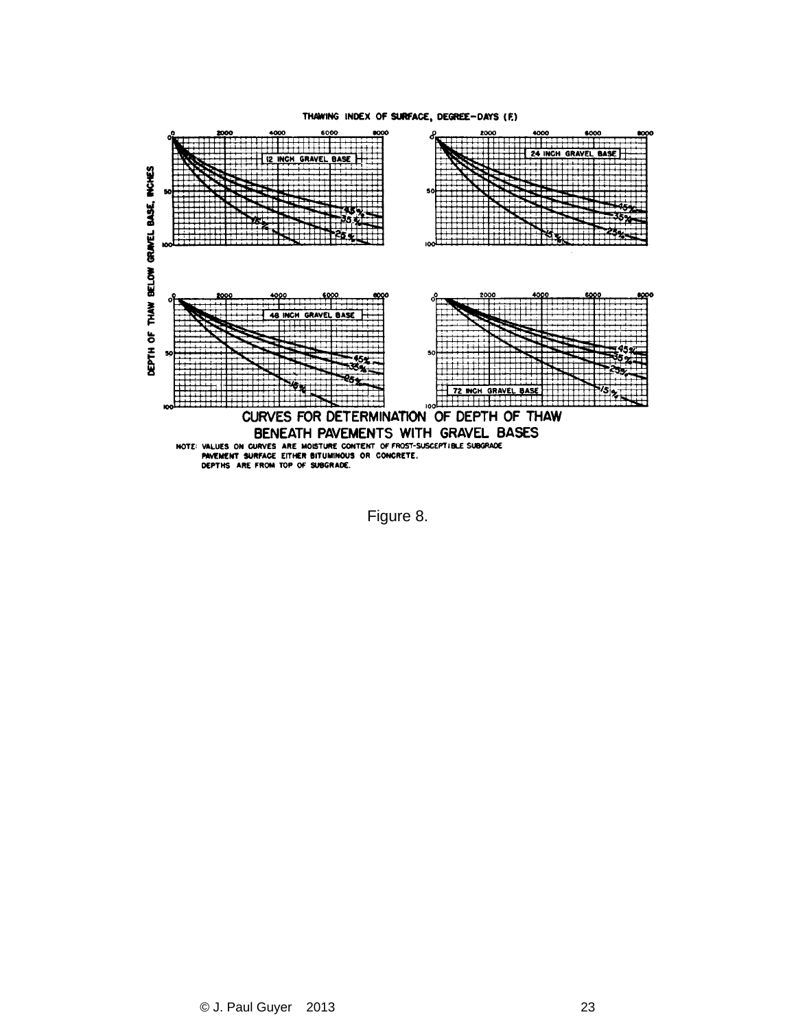**CURVES FOR DETERMINATION OF DEPTH OF THAW BENEATH PAVEMENTS WITH GRAVEL BASES**

NOTE: VALUES ON CURVES ARE MOISTURE CONTENT OF FROST-SUSCEPTIBLE SUBGRADE
PAVEMENT SURFACE EITHER BITUMINOUS OR CONCRETE.
DEPTHS ARE FROM TOP OF SUBGRADE.

Figure 8.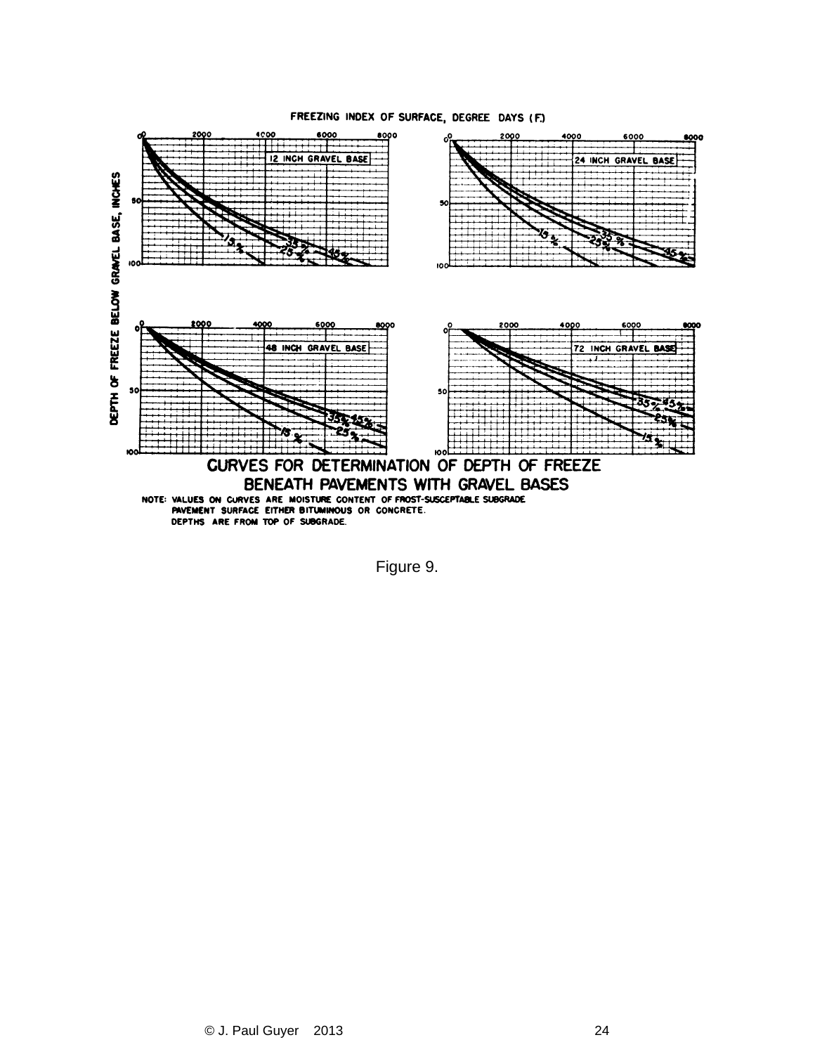FREEZING INDEX OF SURFACE, DEGREE DAYS (F.)

DEPTH OF FREEZE BELOW GRAVEL BASE, INCHES

12 INCH GRAVEL BASE

24 INCH GRAVEL BASE

48 INCH GRAVEL BASE

72 INCH GRAVEL BASE

**CURVES FOR DETERMINATION OF DEPTH OF FREEZE BENEATH PAVEMENTS WITH GRAVEL BASES**

NOTE: VALUES ON CURVES ARE MOISTURE CONTENT OF FROST-SUSCEPTABLE SUBGRADE PAVEMENT SURFACE EITHER BITUMINOUS OR CONCRETE. DEPTHS ARE FROM TOP OF SUBGRADE.

Figure 9.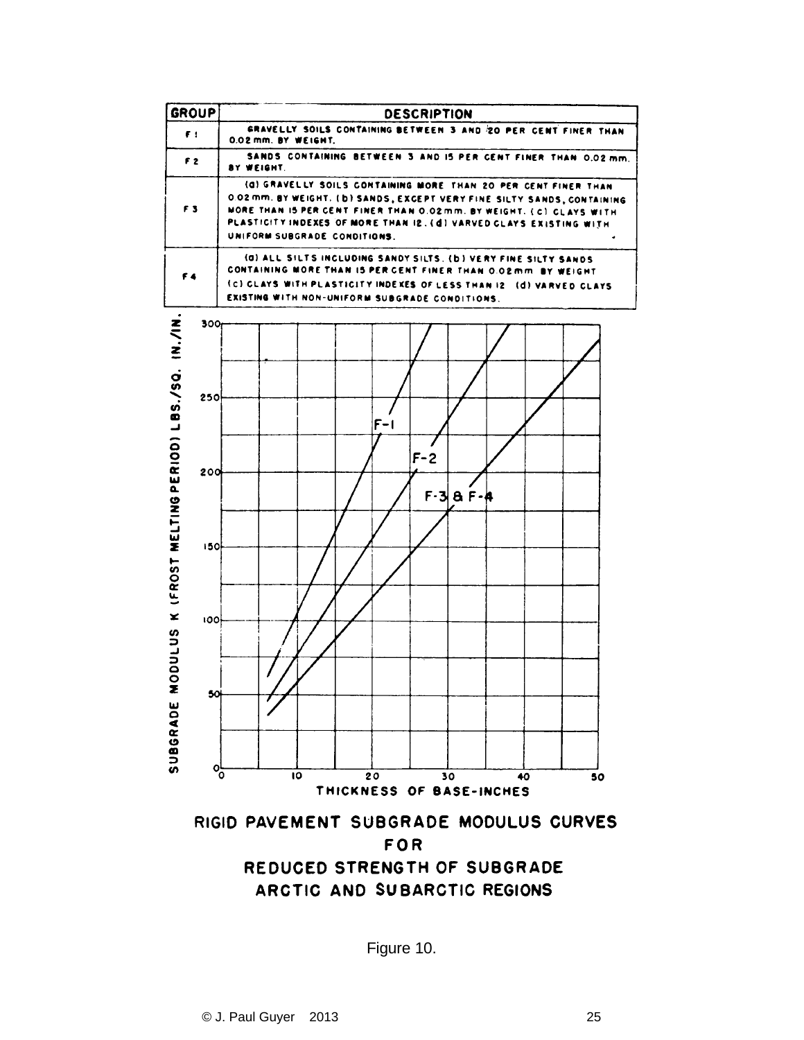| GROUP | DESCRIPTION |
|---|---|
| F 1 | GRAVELLY SOILS CONTAINING BETWEEN 3 AND 20 PER CENT FINER THAN 0.02 mm. BY WEIGHT. |
| F 2 | SANDS CONTAINING BETWEEN 3 AND 15 PER CENT FINER THAN 0.02 mm. BY WEIGHT. |
| F 3 | (a) GRAVELLY SOILS CONTAINING MORE THAN 20 PER CENT FINER THAN 0.02 mm. BY WEIGHT. (b) SANDS, EXCEPT VERY FINE SILTY SANDS, CONTAINING MORE THAN 15 PER CENT FINER THAN 0.02 mm. BY WEIGHT. (c) CLAYS WITH PLASTICITY INDEXES OF MORE THAN 12. (d) VARVED CLAYS EXISTING WITH UNIFORM SUBGRADE CONDITIONS. |
| F 4 | (a) ALL SILTS INCLUDING SANDY SILTS. (b) VERY FINE SILTY SANDS CONTAINING MORE THAN 15 PER CENT FINER THAN 0.02 mm BY WEIGHT (c) CLAYS WITH PLASTICITY INDEXES OF LESS THAN 12 (d) VARVED CLAYS EXISTING WITH NON-UNIFORM SUBGRADE CONDITIONS. |

SUBGRADE MODULUS K (FROST MELTING PERIOD) LBS./SQ. IN./IN.

F-1

F-2

F-3 & F-4

THICKNESS OF BASE-INCHES

RIGID PAVEMENT SUBGRADE MODULUS CURVES FOR REDUCED STRENGTH OF SUBGRADE ARCTIC AND SUBARCTIC REGIONS

Figure 10.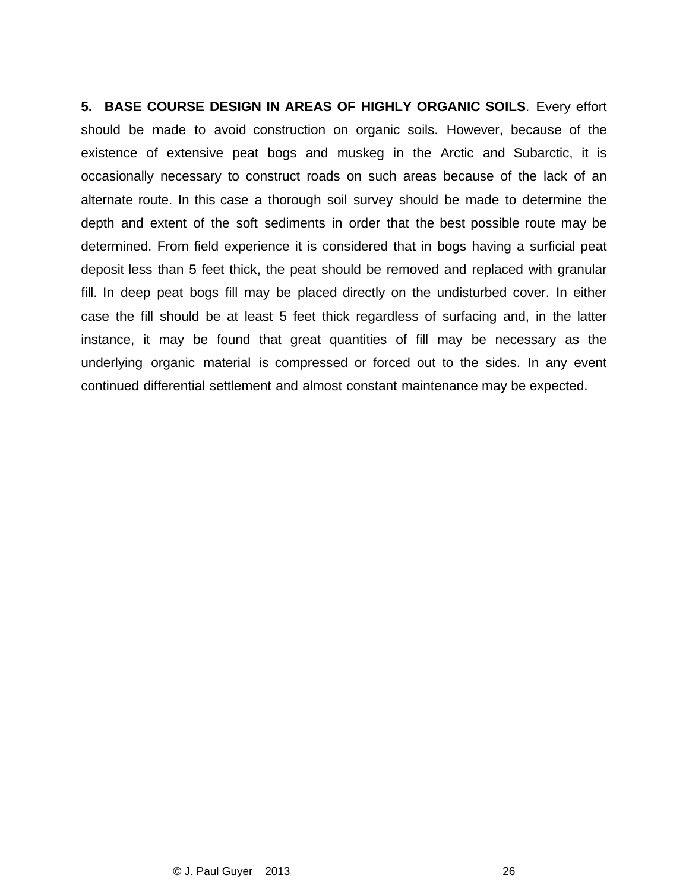**5. BASE COURSE DESIGN IN AREAS OF HIGHLY ORGANIC SOILS**. Every effort should be made to avoid construction on organic soils. However, because of the existence of extensive peat bogs and muskeg in the Arctic and Subarctic, it is occasionally necessary to construct roads on such areas because of the lack of an alternate route. In this case a thorough soil survey should be made to determine the depth and extent of the soft sediments in order that the best possible route may be determined. From field experience it is considered that in bogs having a surficial peat deposit less than 5 feet thick, the peat should be removed and replaced with granular fill. In deep peat bogs fill may be placed directly on the undisturbed cover. In either case the fill should be at least 5 feet thick regardless of surfacing and, in the latter instance, it may be found that great quantities of fill may be necessary as the underlying organic material is compressed or forced out to the sides. In any event continued differential settlement and almost constant maintenance may be expected.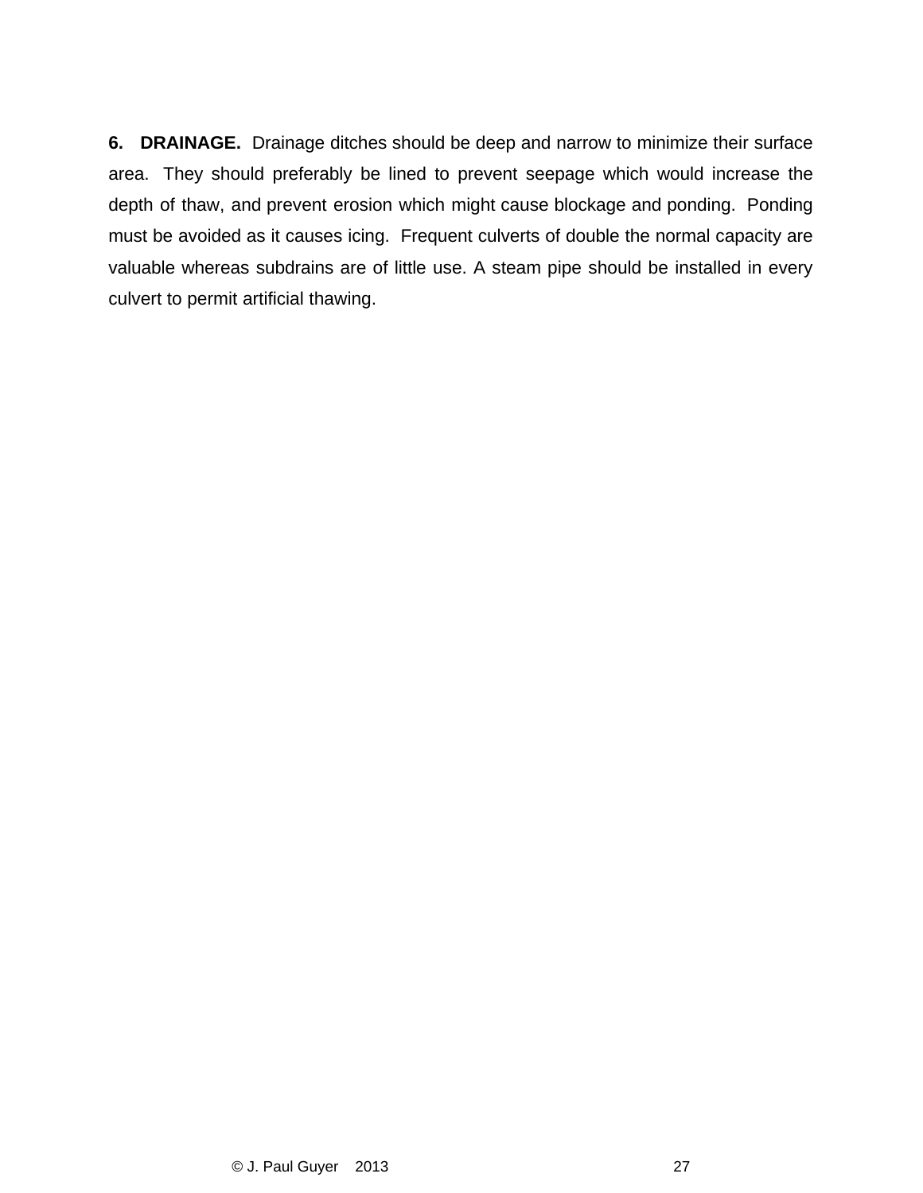**6. DRAINAGE.** Drainage ditches should be deep and narrow to minimize their surface area. They should preferably be lined to prevent seepage which would increase the depth of thaw, and prevent erosion which might cause blockage and ponding. Ponding must be avoided as it causes icing. Frequent culverts of double the normal capacity are valuable whereas subdrains are of little use. A steam pipe should be installed in every culvert to permit artificial thawing.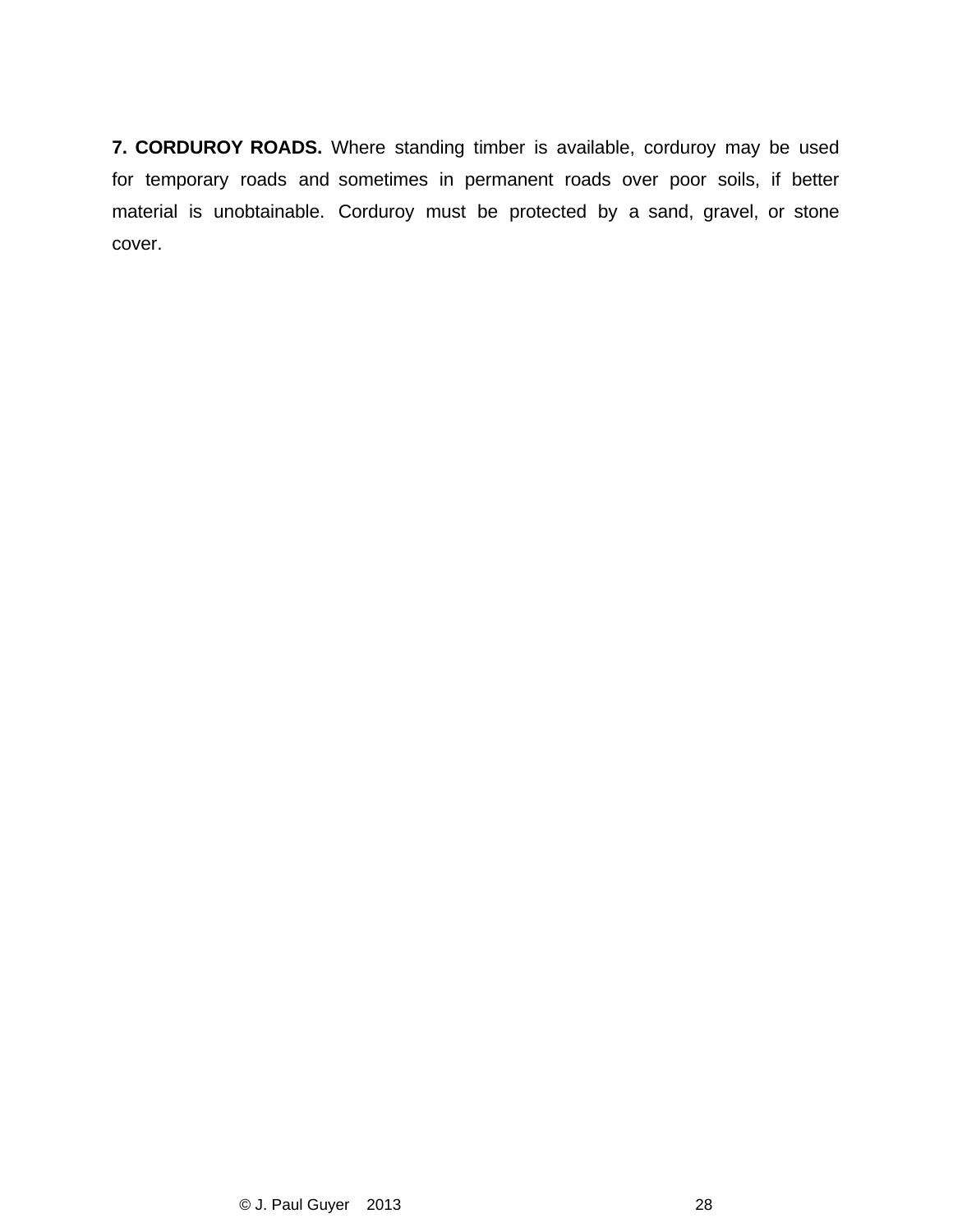**7. CORDUROY ROADS.** Where standing timber is available, corduroy may be used for temporary roads and sometimes in permanent roads over poor soils, if better material is unobtainable. Corduroy must be protected by a sand, gravel, or stone cover.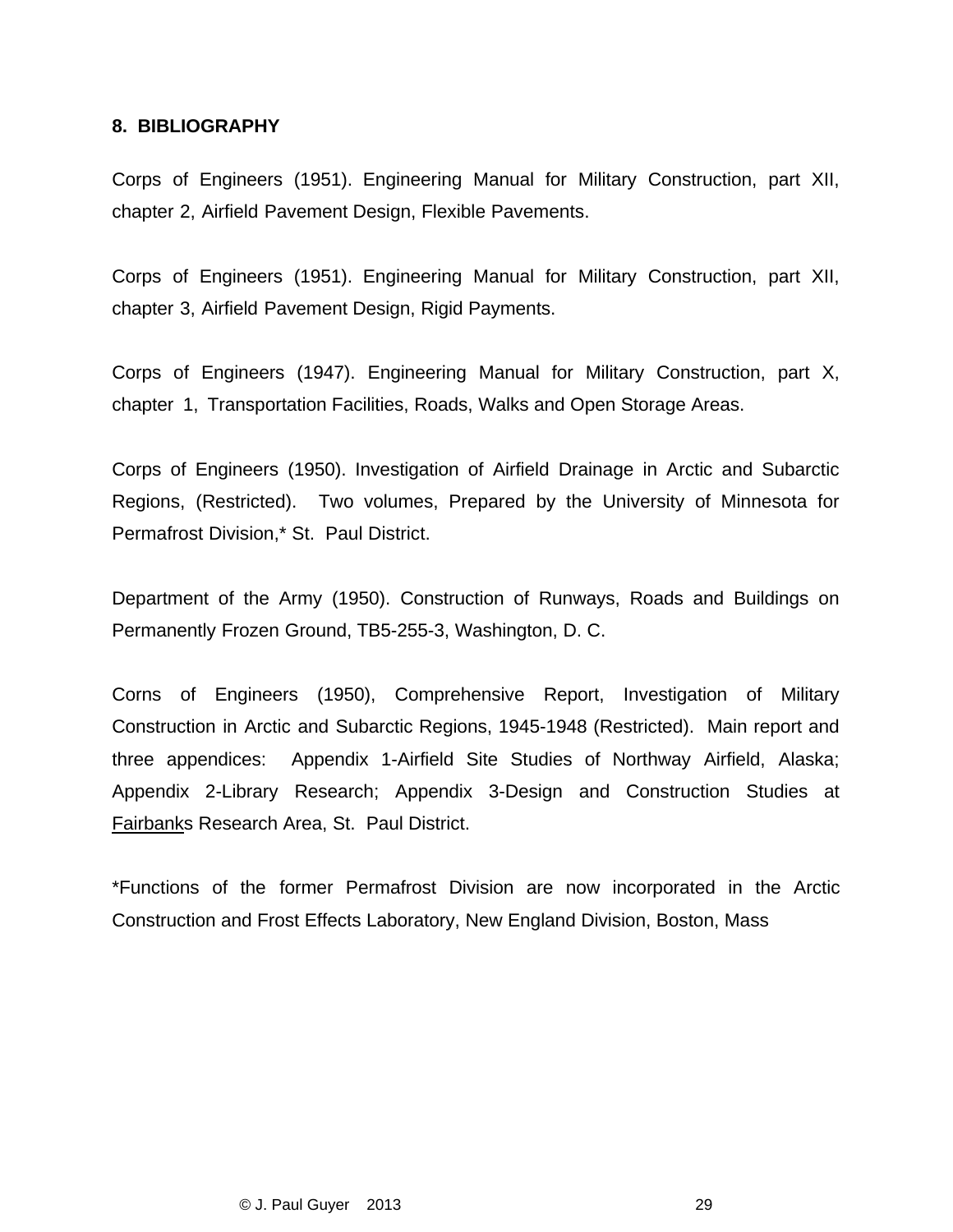## 8. BIBLIOGRAPHY

Corps of Engineers (1951). Engineering Manual for Military Construction, part XII, chapter 2, Airfield Pavement Design, Flexible Pavements.

Corps of Engineers (1951). Engineering Manual for Military Construction, part XII, chapter 3, Airfield Pavement Design, Rigid Payments.

Corps of Engineers (1947). Engineering Manual for Military Construction, part X, chapter 1, Transportation Facilities, Roads, Walks and Open Storage Areas.

Corps of Engineers (1950). Investigation of Airfield Drainage in Arctic and Subarctic Regions, (Restricted). Two volumes, Prepared by the University of Minnesota for Permafrost Division,* St. Paul District.

Department of the Army (1950). Construction of Runways, Roads and Buildings on Permanently Frozen Ground, TB5-255-3, Washington, D. C.

Corns of Engineers (1950), Comprehensive Report, Investigation of Military Construction in Arctic and Subarctic Regions, 1945-1948 (Restricted). Main report and three appendices: Appendix 1-Airfield Site Studies of Northway Airfield, Alaska; Appendix 2-Library Research; Appendix 3-Design and Construction Studies at Fairbanks Research Area, St. Paul District.

*Functions of the former Permafrost Division are now incorporated in the Arctic Construction and Frost Effects Laboratory, New England Division, Boston, Mass